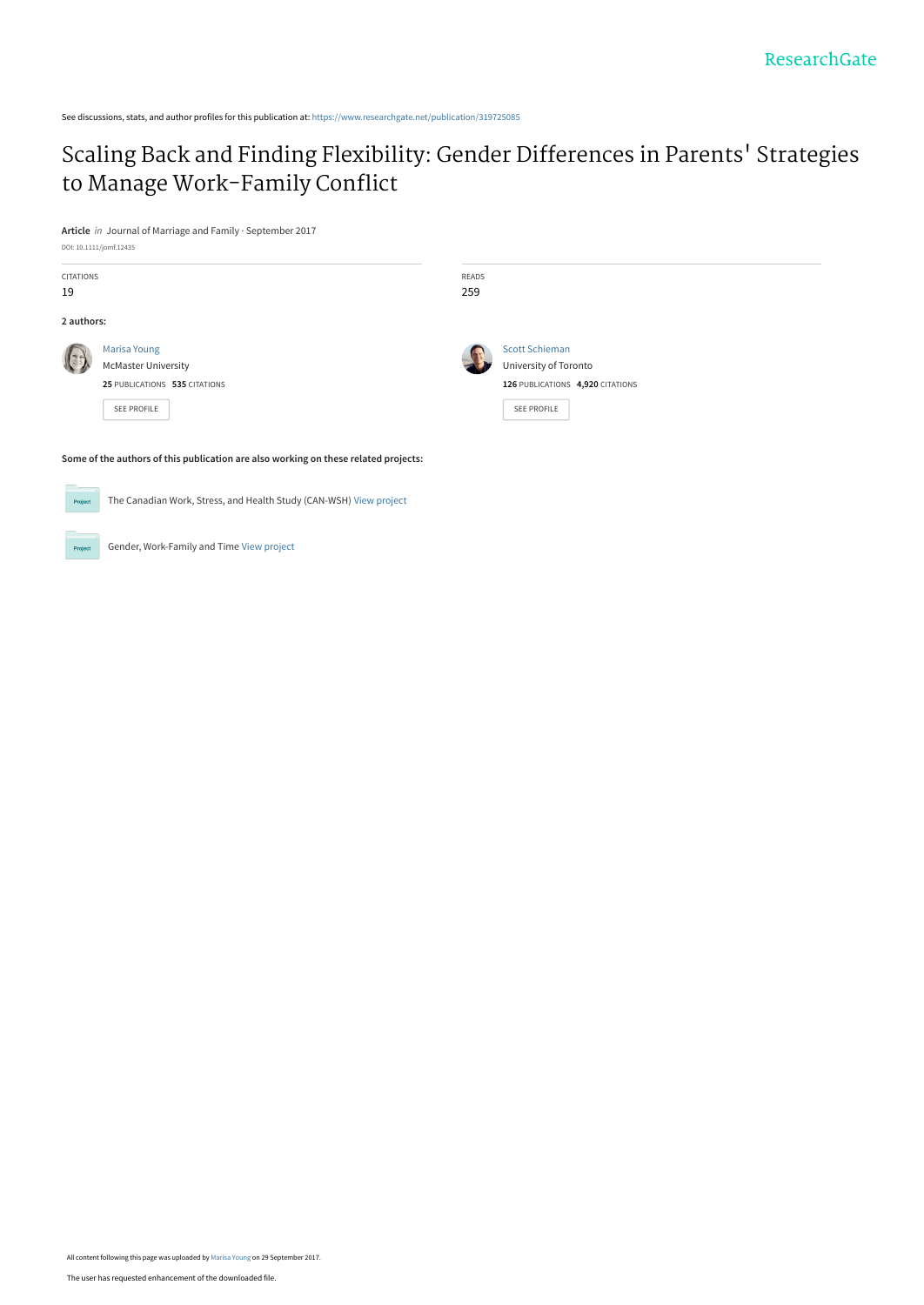ResearchGate

See discussions, stats, and author profiles for this publication at: https://www.researchgate.net/publication/319725085

# Scaling Back and Finding Flexibility: Gender Differences in Parents' Strategies to Manage Work-Family Conflict

**Article** *in* Journal of Marriage and Family · September 2017

DOI: 10.1111/jomf.12435

| CITATIONS | READS |
|---|---|
| 19 | 259 |

**2 authors:**

Marisa Young
McMaster University
**25** PUBLICATIONS **535** CITATIONS
SEE PROFILE

Scott Schieman
University of Toronto
**126** PUBLICATIONS **4,920** CITATIONS
SEE PROFILE

**Some of the authors of this publication are also working on these related projects:**

Project: The Canadian Work, Stress, and Health Study (CAN-WSH) View project

Project: Gender, Work-Family and Time View project

All content following this page was uploaded by Marisa Young on 29 September 2017.

The user has requested enhancement of the downloaded file.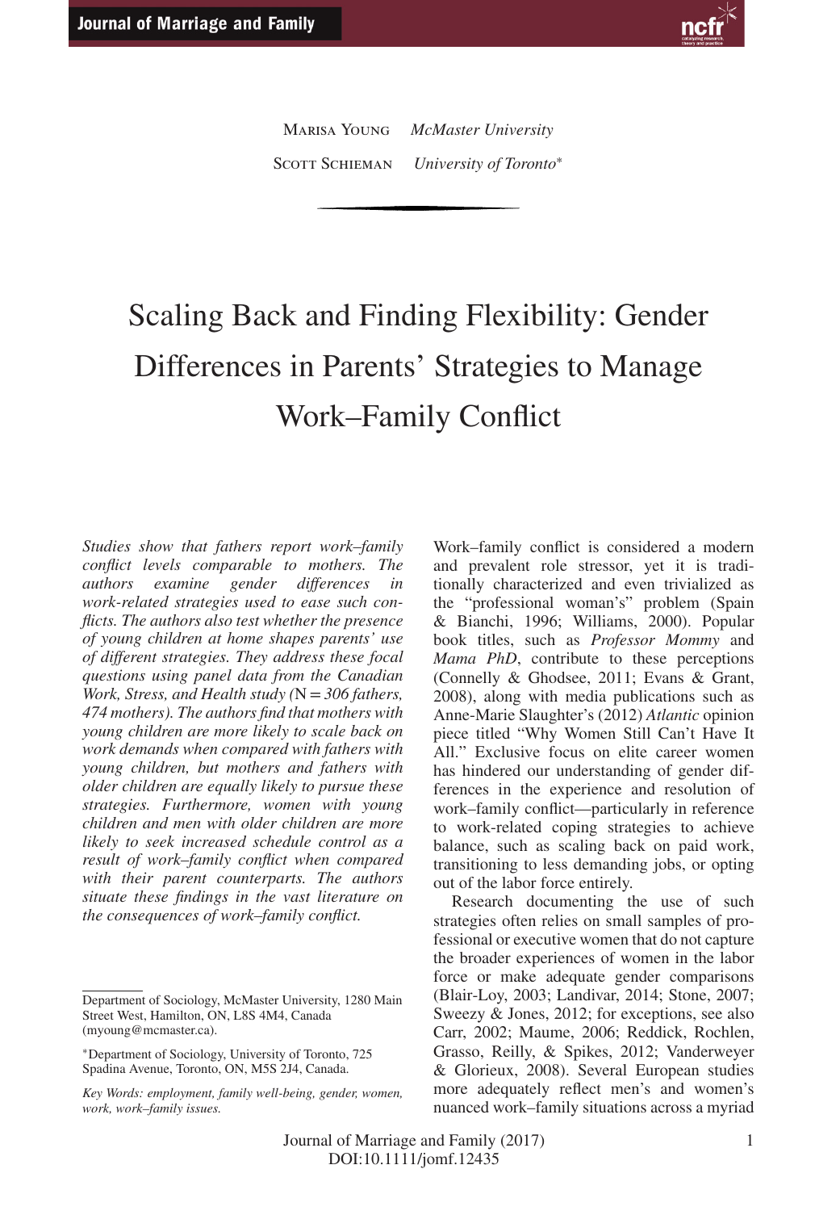Marisa Young *McMaster University*

Scott Schieman *University of Toronto*[*]

# Scaling Back and Finding Flexibility: Gender Differences in Parents' Strategies to Manage Work–Family Conflict

*Studies show that fathers report work–family conflict levels comparable to mothers. The authors examine gender differences in work-related strategies used to ease such conflicts. The authors also test whether the presence of young children at home shapes parents' use of different strategies. They address these focal questions using panel data from the Canadian Work, Stress, and Health study (*N = *306 fathers, 474 mothers). The authors find that mothers with young children are more likely to scale back on work demands when compared with fathers with young children, but mothers and fathers with older children are equally likely to pursue these strategies. Furthermore, women with young children and men with older children are more likely to seek increased schedule control as a result of work–family conflict when compared with their parent counterparts. The authors situate these findings in the vast literature on the consequences of work–family conflict.*

Work–family conflict is considered a modern and prevalent role stressor, yet it is traditionally characterized and even trivialized as the "professional woman's" problem (Spain & Bianchi, 1996; Williams, 2000). Popular book titles, such as *Professor Mommy* and *Mama PhD*, contribute to these perceptions (Connelly & Ghodsee, 2011; Evans & Grant, 2008), along with media publications such as Anne-Marie Slaughter's (2012) *Atlantic* opinion piece titled "Why Women Still Can't Have It All." Exclusive focus on elite career women has hindered our understanding of gender differences in the experience and resolution of work–family conflict—particularly in reference to work-related coping strategies to achieve balance, such as scaling back on paid work, transitioning to less demanding jobs, or opting out of the labor force entirely.

Research documenting the use of such strategies often relies on small samples of professional or executive women that do not capture the broader experiences of women in the labor force or make adequate gender comparisons (Blair-Loy, 2003; Landivar, 2014; Stone, 2007; Sweezy & Jones, 2012; for exceptions, see also Carr, 2002; Maume, 2006; Reddick, Rochlen, Grasso, Reilly, & Spikes, 2012; Vanderweyer & Glorieux, 2008). Several European studies more adequately reflect men's and women's nuanced work–family situations across a myriad

Department of Sociology, McMaster University, 1280 Main Street West, Hamilton, ON, L8S 4M4, Canada (myoung@mcmaster.ca).

[*]Department of Sociology, University of Toronto, 725 Spadina Avenue, Toronto, ON, M5S 2J4, Canada.

*Key Words: employment, family well-being, gender, women, work, work–family issues.*

DOI:10.1111/jomf.12435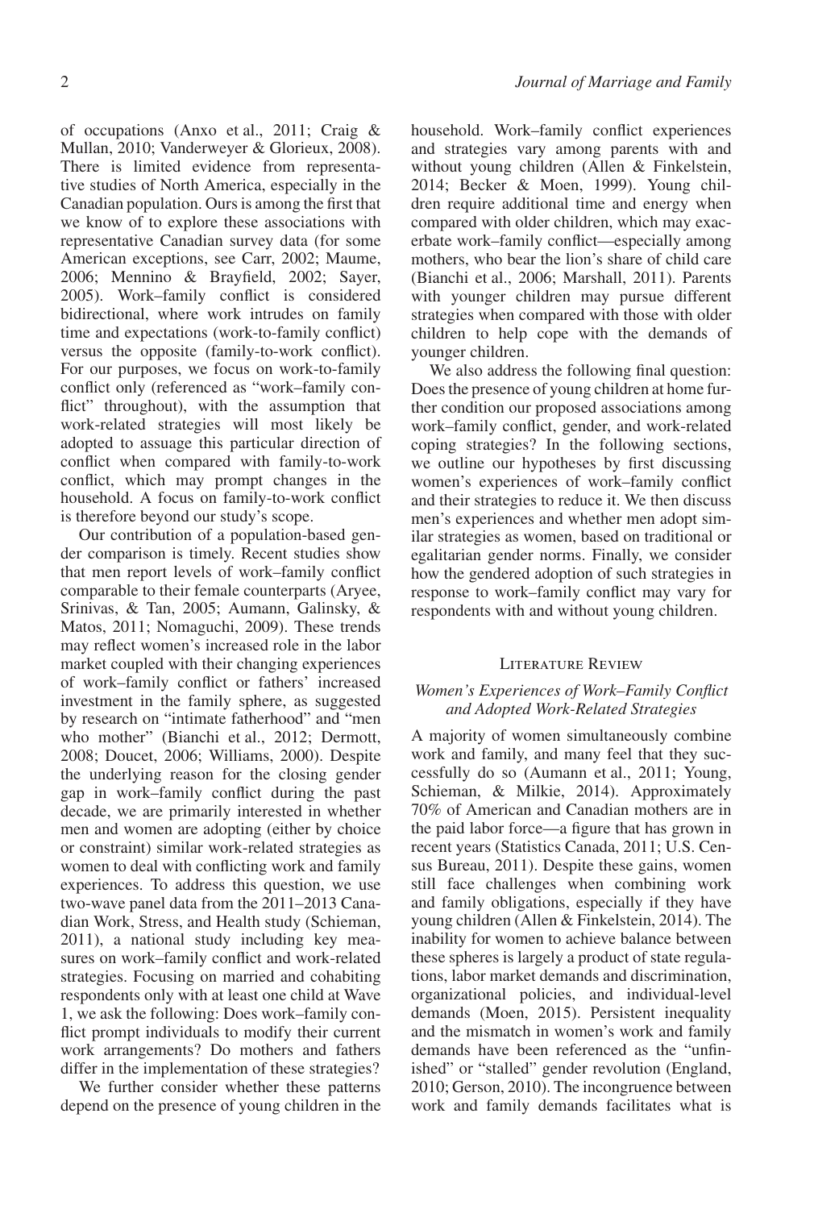of occupations (Anxo et al., 2011; Craig & Mullan, 2010; Vanderweyer & Glorieux, 2008). There is limited evidence from representative studies of North America, especially in the Canadian population. Ours is among the first that we know of to explore these associations with representative Canadian survey data (for some American exceptions, see Carr, 2002; Maume, 2006; Mennino & Brayfield, 2002; Sayer, 2005). Work–family conflict is considered bidirectional, where work intrudes on family time and expectations (work-to-family conflict) versus the opposite (family-to-work conflict). For our purposes, we focus on work-to-family conflict only (referenced as "work–family conflict" throughout), with the assumption that work-related strategies will most likely be adopted to assuage this particular direction of conflict when compared with family-to-work conflict, which may prompt changes in the household. A focus on family-to-work conflict is therefore beyond our study's scope.

Our contribution of a population-based gender comparison is timely. Recent studies show that men report levels of work–family conflict comparable to their female counterparts (Aryee, Srinivas, & Tan, 2005; Aumann, Galinsky, & Matos, 2011; Nomaguchi, 2009). These trends may reflect women's increased role in the labor market coupled with their changing experiences of work–family conflict or fathers' increased investment in the family sphere, as suggested by research on "intimate fatherhood" and "men who mother" (Bianchi et al., 2012; Dermott, 2008; Doucet, 2006; Williams, 2000). Despite the underlying reason for the closing gender gap in work–family conflict during the past decade, we are primarily interested in whether men and women are adopting (either by choice or constraint) similar work-related strategies as women to deal with conflicting work and family experiences. To address this question, we use two-wave panel data from the 2011–2013 Canadian Work, Stress, and Health study (Schieman, 2011), a national study including key measures on work–family conflict and work-related strategies. Focusing on married and cohabiting respondents only with at least one child at Wave 1, we ask the following: Does work–family conflict prompt individuals to modify their current work arrangements? Do mothers and fathers differ in the implementation of these strategies?

We further consider whether these patterns depend on the presence of young children in the household. Work–family conflict experiences and strategies vary among parents with and without young children (Allen & Finkelstein, 2014; Becker & Moen, 1999). Young children require additional time and energy when compared with older children, which may exacerbate work–family conflict—especially among mothers, who bear the lion's share of child care (Bianchi et al., 2006; Marshall, 2011). Parents with younger children may pursue different strategies when compared with those with older children to help cope with the demands of younger children.

We also address the following final question: Does the presence of young children at home further condition our proposed associations among work–family conflict, gender, and work-related coping strategies? In the following sections, we outline our hypotheses by first discussing women's experiences of work–family conflict and their strategies to reduce it. We then discuss men's experiences and whether men adopt similar strategies as women, based on traditional or egalitarian gender norms. Finally, we consider how the gendered adoption of such strategies in response to work–family conflict may vary for respondents with and without young children.

## Literature Review

### *Women's Experiences of Work–Family Conflict and Adopted Work-Related Strategies*

A majority of women simultaneously combine work and family, and many feel that they successfully do so (Aumann et al., 2011; Young, Schieman, & Milkie, 2014). Approximately 70% of American and Canadian mothers are in the paid labor force—a figure that has grown in recent years (Statistics Canada, 2011; U.S. Census Bureau, 2011). Despite these gains, women still face challenges when combining work and family obligations, especially if they have young children (Allen & Finkelstein, 2014). The inability for women to achieve balance between these spheres is largely a product of state regulations, labor market demands and discrimination, organizational policies, and individual-level demands (Moen, 2015). Persistent inequality and the mismatch in women's work and family demands have been referenced as the "unfinished" or "stalled" gender revolution (England, 2010; Gerson, 2010). The incongruence between work and family demands facilitates what is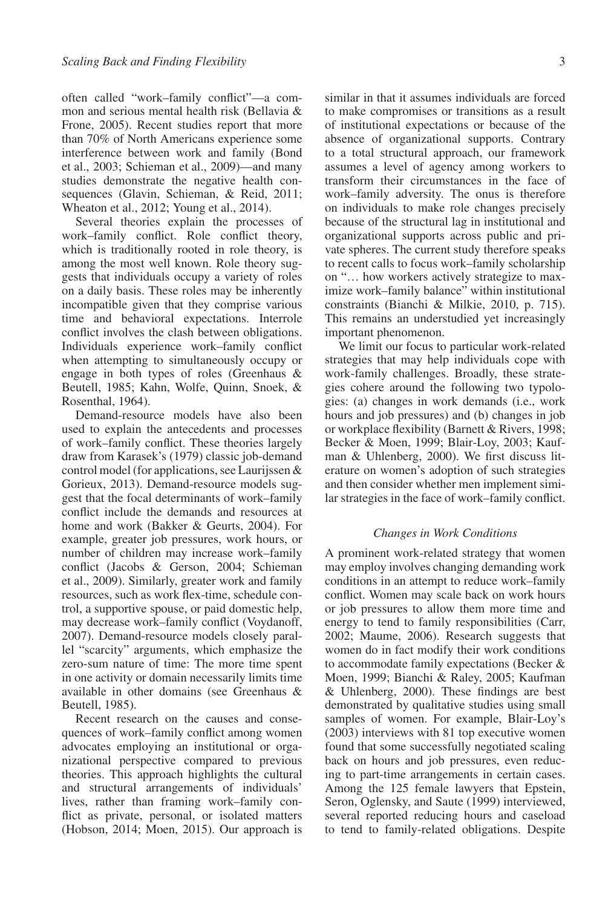often called "work–family conflict"—a common and serious mental health risk (Bellavia & Frone, 2005). Recent studies report that more than 70% of North Americans experience some interference between work and family (Bond et al., 2003; Schieman et al., 2009)—and many studies demonstrate the negative health consequences (Glavin, Schieman, & Reid, 2011; Wheaton et al., 2012; Young et al., 2014).

Several theories explain the processes of work–family conflict. Role conflict theory, which is traditionally rooted in role theory, is among the most well known. Role theory suggests that individuals occupy a variety of roles on a daily basis. These roles may be inherently incompatible given that they comprise various time and behavioral expectations. Interrole conflict involves the clash between obligations. Individuals experience work–family conflict when attempting to simultaneously occupy or engage in both types of roles (Greenhaus & Beutell, 1985; Kahn, Wolfe, Quinn, Snoek, & Rosenthal, 1964).

Demand-resource models have also been used to explain the antecedents and processes of work–family conflict. These theories largely draw from Karasek's (1979) classic job-demand control model (for applications, see Laurijssen & Gorieux, 2013). Demand-resource models suggest that the focal determinants of work–family conflict include the demands and resources at home and work (Bakker & Geurts, 2004). For example, greater job pressures, work hours, or number of children may increase work–family conflict (Jacobs & Gerson, 2004; Schieman et al., 2009). Similarly, greater work and family resources, such as work flex-time, schedule control, a supportive spouse, or paid domestic help, may decrease work–family conflict (Voydanoff, 2007). Demand-resource models closely parallel "scarcity" arguments, which emphasize the zero-sum nature of time: The more time spent in one activity or domain necessarily limits time available in other domains (see Greenhaus & Beutell, 1985).

Recent research on the causes and consequences of work–family conflict among women advocates employing an institutional or organizational perspective compared to previous theories. This approach highlights the cultural and structural arrangements of individuals' lives, rather than framing work–family conflict as private, personal, or isolated matters (Hobson, 2014; Moen, 2015). Our approach is similar in that it assumes individuals are forced to make compromises or transitions as a result of institutional expectations or because of the absence of organizational supports. Contrary to a total structural approach, our framework assumes a level of agency among workers to transform their circumstances in the face of work–family adversity. The onus is therefore on individuals to make role changes precisely because of the structural lag in institutional and organizational supports across public and private spheres. The current study therefore speaks to recent calls to focus work–family scholarship on "… how workers actively strategize to maximize work–family balance" within institutional constraints (Bianchi & Milkie, 2010, p. 715). This remains an understudied yet increasingly important phenomenon.

We limit our focus to particular work-related strategies that may help individuals cope with work-family challenges. Broadly, these strategies cohere around the following two typologies: (a) changes in work demands (i.e., work hours and job pressures) and (b) changes in job or workplace flexibility (Barnett & Rivers, 1998; Becker & Moen, 1999; Blair-Loy, 2003; Kaufman & Uhlenberg, 2000). We first discuss literature on women's adoption of such strategies and then consider whether men implement similar strategies in the face of work–family conflict.

### *Changes in Work Conditions*

A prominent work-related strategy that women may employ involves changing demanding work conditions in an attempt to reduce work–family conflict. Women may scale back on work hours or job pressures to allow them more time and energy to tend to family responsibilities (Carr, 2002; Maume, 2006). Research suggests that women do in fact modify their work conditions to accommodate family expectations (Becker & Moen, 1999; Bianchi & Raley, 2005; Kaufman & Uhlenberg, 2000). These findings are best demonstrated by qualitative studies using small samples of women. For example, Blair-Loy's (2003) interviews with 81 top executive women found that some successfully negotiated scaling back on hours and job pressures, even reducing to part-time arrangements in certain cases. Among the 125 female lawyers that Epstein, Seron, Oglensky, and Saute (1999) interviewed, several reported reducing hours and caseload to tend to family-related obligations. Despite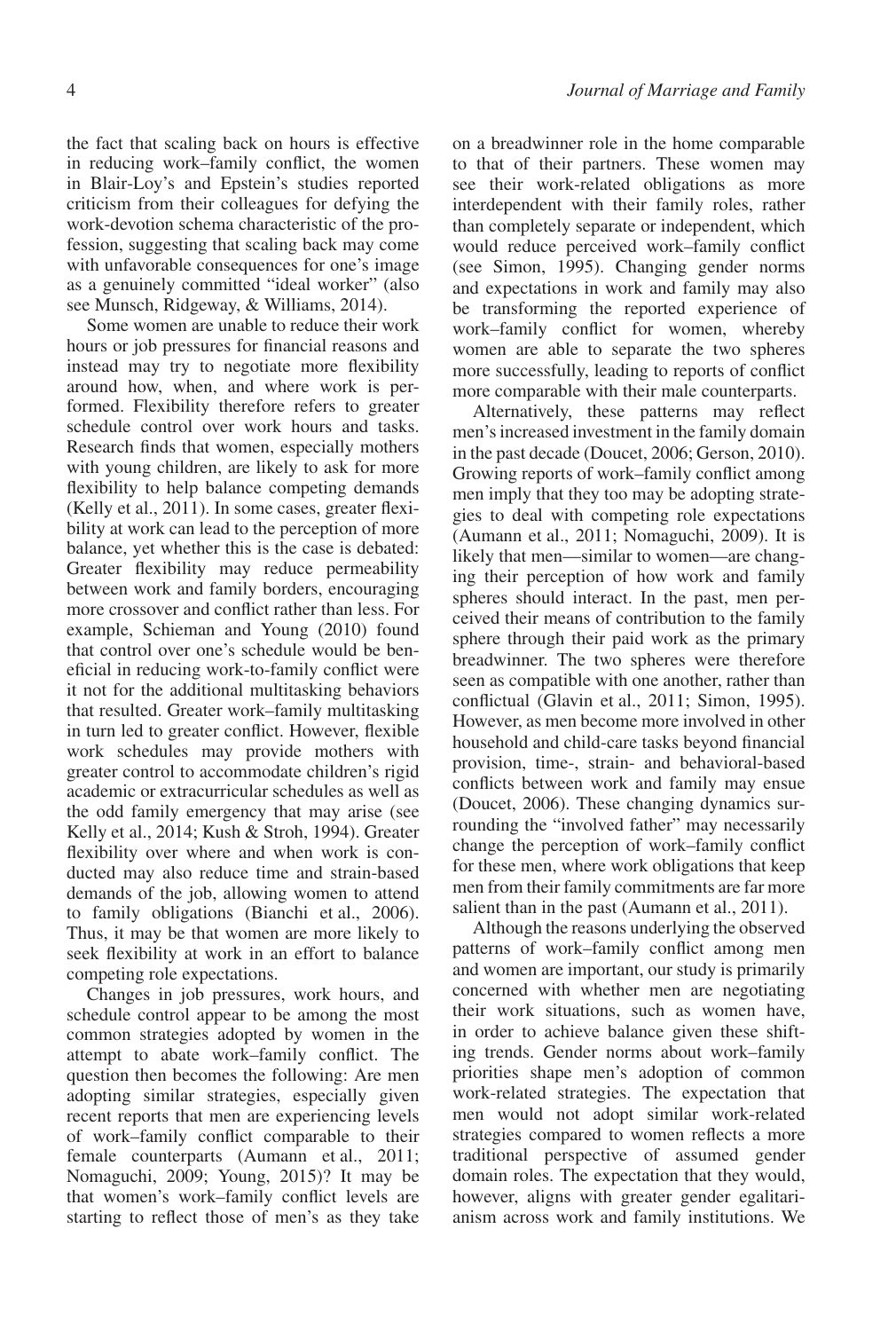the fact that scaling back on hours is effective in reducing work–family conflict, the women in Blair-Loy's and Epstein's studies reported criticism from their colleagues for defying the work-devotion schema characteristic of the profession, suggesting that scaling back may come with unfavorable consequences for one's image as a genuinely committed "ideal worker" (also see Munsch, Ridgeway, & Williams, 2014).

Some women are unable to reduce their work hours or job pressures for financial reasons and instead may try to negotiate more flexibility around how, when, and where work is performed. Flexibility therefore refers to greater schedule control over work hours and tasks. Research finds that women, especially mothers with young children, are likely to ask for more flexibility to help balance competing demands (Kelly et al., 2011). In some cases, greater flexibility at work can lead to the perception of more balance, yet whether this is the case is debated: Greater flexibility may reduce permeability between work and family borders, encouraging more crossover and conflict rather than less. For example, Schieman and Young (2010) found that control over one's schedule would be beneficial in reducing work-to-family conflict were it not for the additional multitasking behaviors that resulted. Greater work–family multitasking in turn led to greater conflict. However, flexible work schedules may provide mothers with greater control to accommodate children's rigid academic or extracurricular schedules as well as the odd family emergency that may arise (see Kelly et al., 2014; Kush & Stroh, 1994). Greater flexibility over where and when work is conducted may also reduce time and strain-based demands of the job, allowing women to attend to family obligations (Bianchi et al., 2006). Thus, it may be that women are more likely to seek flexibility at work in an effort to balance competing role expectations.

Changes in job pressures, work hours, and schedule control appear to be among the most common strategies adopted by women in the attempt to abate work–family conflict. The question then becomes the following: Are men adopting similar strategies, especially given recent reports that men are experiencing levels of work–family conflict comparable to their female counterparts (Aumann et al., 2011; Nomaguchi, 2009; Young, 2015)? It may be that women's work–family conflict levels are starting to reflect those of men's as they take on a breadwinner role in the home comparable to that of their partners. These women may see their work-related obligations as more interdependent with their family roles, rather than completely separate or independent, which would reduce perceived work–family conflict (see Simon, 1995). Changing gender norms and expectations in work and family may also be transforming the reported experience of work–family conflict for women, whereby women are able to separate the two spheres more successfully, leading to reports of conflict more comparable with their male counterparts.

Alternatively, these patterns may reflect men's increased investment in the family domain in the past decade (Doucet, 2006; Gerson, 2010). Growing reports of work–family conflict among men imply that they too may be adopting strategies to deal with competing role expectations (Aumann et al., 2011; Nomaguchi, 2009). It is likely that men—similar to women—are changing their perception of how work and family spheres should interact. In the past, men perceived their means of contribution to the family sphere through their paid work as the primary breadwinner. The two spheres were therefore seen as compatible with one another, rather than conflictual (Glavin et al., 2011; Simon, 1995). However, as men become more involved in other household and child-care tasks beyond financial provision, time-, strain- and behavioral-based conflicts between work and family may ensue (Doucet, 2006). These changing dynamics surrounding the "involved father" may necessarily change the perception of work–family conflict for these men, where work obligations that keep men from their family commitments are far more salient than in the past (Aumann et al., 2011).

Although the reasons underlying the observed patterns of work–family conflict among men and women are important, our study is primarily concerned with whether men are negotiating their work situations, such as women have, in order to achieve balance given these shifting trends. Gender norms about work–family priorities shape men's adoption of common work-related strategies. The expectation that men would not adopt similar work-related strategies compared to women reflects a more traditional perspective of assumed gender domain roles. The expectation that they would, however, aligns with greater gender egalitarianism across work and family institutions. We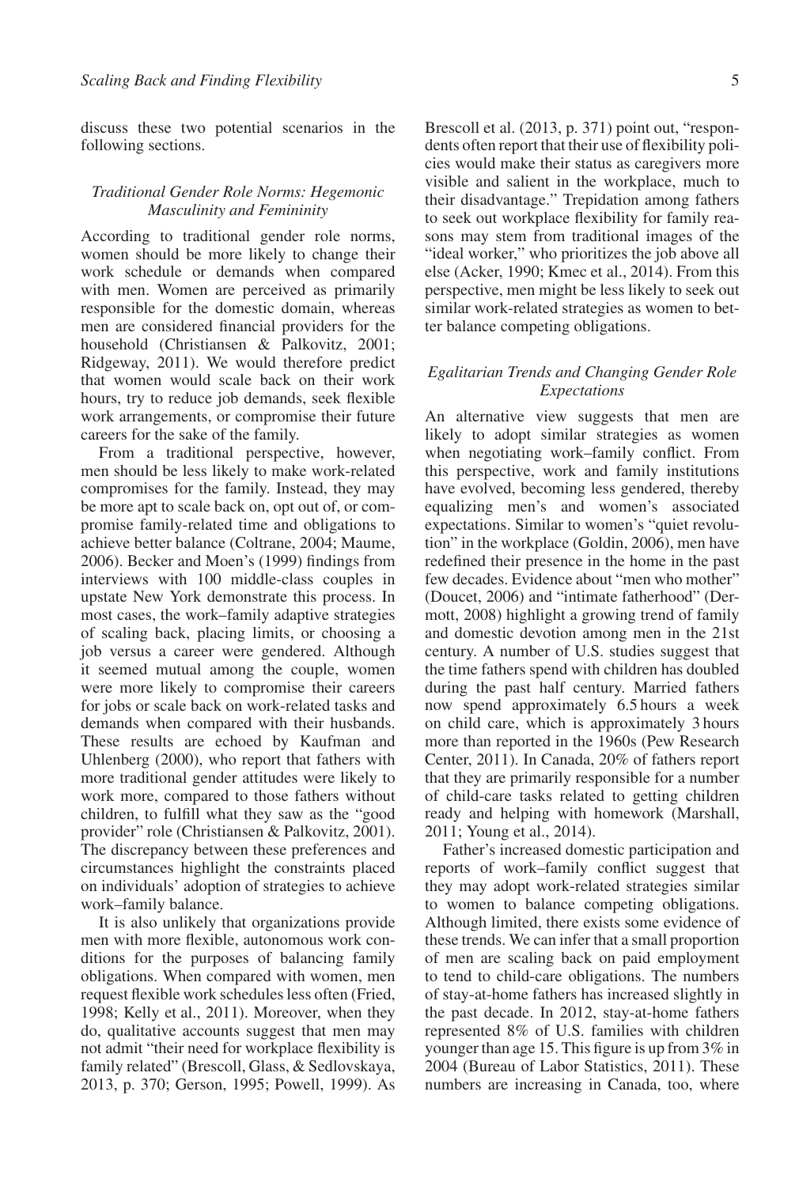discuss these two potential scenarios in the following sections.

### *Traditional Gender Role Norms: Hegemonic Masculinity and Femininity*

According to traditional gender role norms, women should be more likely to change their work schedule or demands when compared with men. Women are perceived as primarily responsible for the domestic domain, whereas men are considered financial providers for the household (Christiansen & Palkovitz, 2001; Ridgeway, 2011). We would therefore predict that women would scale back on their work hours, try to reduce job demands, seek flexible work arrangements, or compromise their future careers for the sake of the family.

From a traditional perspective, however, men should be less likely to make work-related compromises for the family. Instead, they may be more apt to scale back on, opt out of, or compromise family-related time and obligations to achieve better balance (Coltrane, 2004; Maume, 2006). Becker and Moen's (1999) findings from interviews with 100 middle-class couples in upstate New York demonstrate this process. In most cases, the work–family adaptive strategies of scaling back, placing limits, or choosing a job versus a career were gendered. Although it seemed mutual among the couple, women were more likely to compromise their careers for jobs or scale back on work-related tasks and demands when compared with their husbands. These results are echoed by Kaufman and Uhlenberg (2000), who report that fathers with more traditional gender attitudes were likely to work more, compared to those fathers without children, to fulfill what they saw as the "good provider" role (Christiansen & Palkovitz, 2001). The discrepancy between these preferences and circumstances highlight the constraints placed on individuals' adoption of strategies to achieve work–family balance.

It is also unlikely that organizations provide men with more flexible, autonomous work conditions for the purposes of balancing family obligations. When compared with women, men request flexible work schedules less often (Fried, 1998; Kelly et al., 2011). Moreover, when they do, qualitative accounts suggest that men may not admit "their need for workplace flexibility is family related" (Brescoll, Glass, & Sedlovskaya, 2013, p. 370; Gerson, 1995; Powell, 1999). As Brescoll et al. (2013, p. 371) point out, "respondents often report that their use of flexibility policies would make their status as caregivers more visible and salient in the workplace, much to their disadvantage." Trepidation among fathers to seek out workplace flexibility for family reasons may stem from traditional images of the "ideal worker," who prioritizes the job above all else (Acker, 1990; Kmec et al., 2014). From this perspective, men might be less likely to seek out similar work-related strategies as women to better balance competing obligations.

### *Egalitarian Trends and Changing Gender Role Expectations*

An alternative view suggests that men are likely to adopt similar strategies as women when negotiating work–family conflict. From this perspective, work and family institutions have evolved, becoming less gendered, thereby equalizing men's and women's associated expectations. Similar to women's "quiet revolution" in the workplace (Goldin, 2006), men have redefined their presence in the home in the past few decades. Evidence about "men who mother" (Doucet, 2006) and "intimate fatherhood" (Dermott, 2008) highlight a growing trend of family and domestic devotion among men in the 21st century. A number of U.S. studies suggest that the time fathers spend with children has doubled during the past half century. Married fathers now spend approximately 6.5 hours a week on child care, which is approximately 3 hours more than reported in the 1960s (Pew Research Center, 2011). In Canada, 20% of fathers report that they are primarily responsible for a number of child-care tasks related to getting children ready and helping with homework (Marshall, 2011; Young et al., 2014).

Father's increased domestic participation and reports of work–family conflict suggest that they may adopt work-related strategies similar to women to balance competing obligations. Although limited, there exists some evidence of these trends. We can infer that a small proportion of men are scaling back on paid employment to tend to child-care obligations. The numbers of stay-at-home fathers has increased slightly in the past decade. In 2012, stay-at-home fathers represented 8% of U.S. families with children younger than age 15. This figure is up from 3% in 2004 (Bureau of Labor Statistics, 2011). These numbers are increasing in Canada, too, where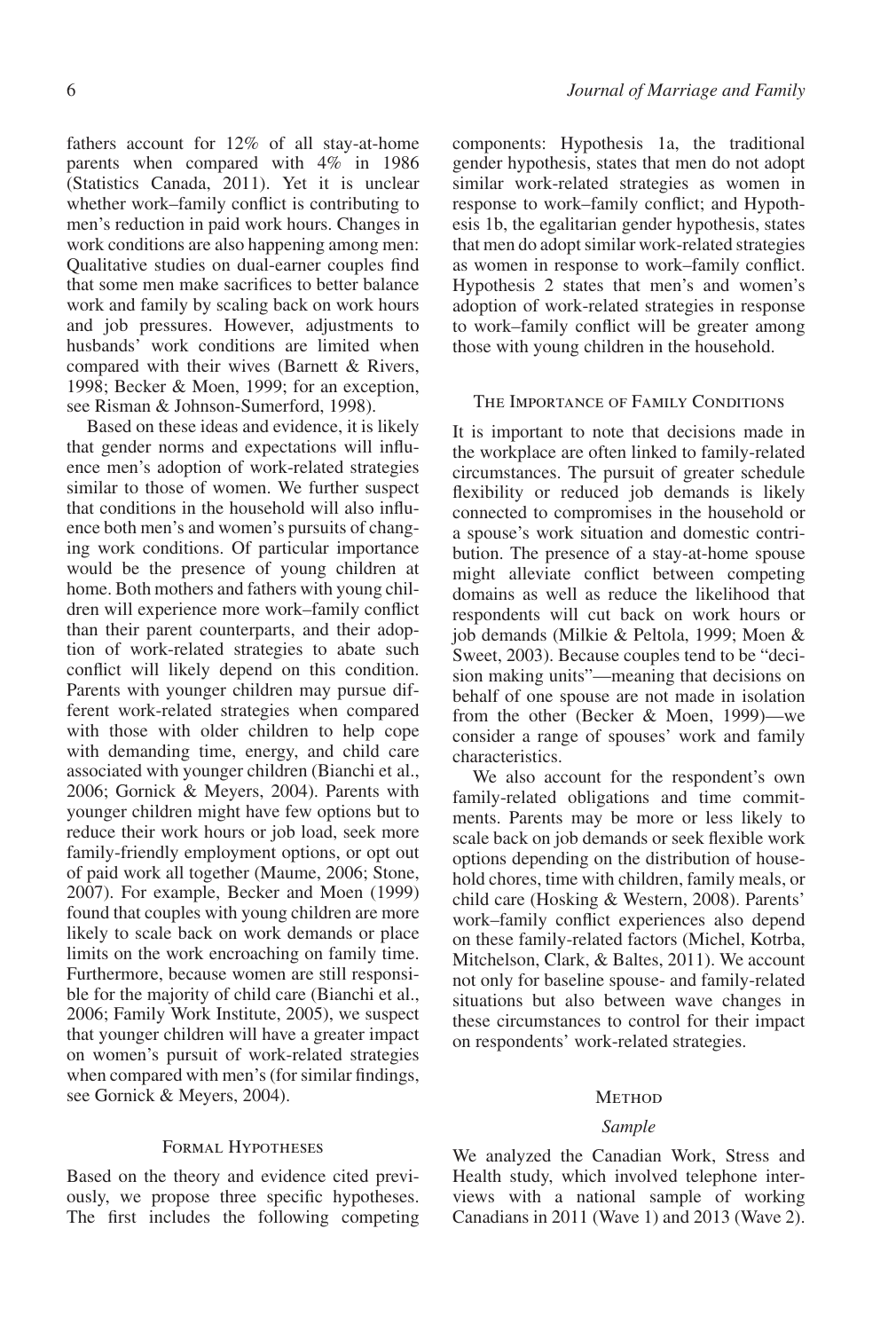fathers account for 12% of all stay-at-home parents when compared with 4% in 1986 (Statistics Canada, 2011). Yet it is unclear whether work–family conflict is contributing to men's reduction in paid work hours. Changes in work conditions are also happening among men: Qualitative studies on dual-earner couples find that some men make sacrifices to better balance work and family by scaling back on work hours and job pressures. However, adjustments to husbands' work conditions are limited when compared with their wives (Barnett & Rivers, 1998; Becker & Moen, 1999; for an exception, see Risman & Johnson-Sumerford, 1998).

Based on these ideas and evidence, it is likely that gender norms and expectations will influence men's adoption of work-related strategies similar to those of women. We further suspect that conditions in the household will also influence both men's and women's pursuits of changing work conditions. Of particular importance would be the presence of young children at home. Both mothers and fathers with young children will experience more work–family conflict than their parent counterparts, and their adoption of work-related strategies to abate such conflict will likely depend on this condition. Parents with younger children may pursue different work-related strategies when compared with those with older children to help cope with demanding time, energy, and child care associated with younger children (Bianchi et al., 2006; Gornick & Meyers, 2004). Parents with younger children might have few options but to reduce their work hours or job load, seek more family-friendly employment options, or opt out of paid work all together (Maume, 2006; Stone, 2007). For example, Becker and Moen (1999) found that couples with young children are more likely to scale back on work demands or place limits on the work encroaching on family time. Furthermore, because women are still responsible for the majority of child care (Bianchi et al., 2006; Family Work Institute, 2005), we suspect that younger children will have a greater impact on women's pursuit of work-related strategies when compared with men's (for similar findings, see Gornick & Meyers, 2004).

### Formal Hypotheses

Based on the theory and evidence cited previously, we propose three specific hypotheses. The first includes the following competing components: Hypothesis 1a, the traditional gender hypothesis, states that men do not adopt similar work-related strategies as women in response to work–family conflict; and Hypothesis 1b, the egalitarian gender hypothesis, states that men do adopt similar work-related strategies as women in response to work–family conflict. Hypothesis 2 states that men's and women's adoption of work-related strategies in response to work–family conflict will be greater among those with young children in the household.

### The Importance of Family Conditions

It is important to note that decisions made in the workplace are often linked to family-related circumstances. The pursuit of greater schedule flexibility or reduced job demands is likely connected to compromises in the household or a spouse's work situation and domestic contribution. The presence of a stay-at-home spouse might alleviate conflict between competing domains as well as reduce the likelihood that respondents will cut back on work hours or job demands (Milkie & Peltola, 1999; Moen & Sweet, 2003). Because couples tend to be "decision making units"—meaning that decisions on behalf of one spouse are not made in isolation from the other (Becker & Moen, 1999)—we consider a range of spouses' work and family characteristics.

We also account for the respondent's own family-related obligations and time commitments. Parents may be more or less likely to scale back on job demands or seek flexible work options depending on the distribution of household chores, time with children, family meals, or child care (Hosking & Western, 2008). Parents' work–family conflict experiences also depend on these family-related factors (Michel, Kotrba, Mitchelson, Clark, & Baltes, 2011). We account not only for baseline spouse- and family-related situations but also between wave changes in these circumstances to control for their impact on respondents' work-related strategies.

## Method

### *Sample*

We analyzed the Canadian Work, Stress and Health study, which involved telephone interviews with a national sample of working Canadians in 2011 (Wave 1) and 2013 (Wave 2).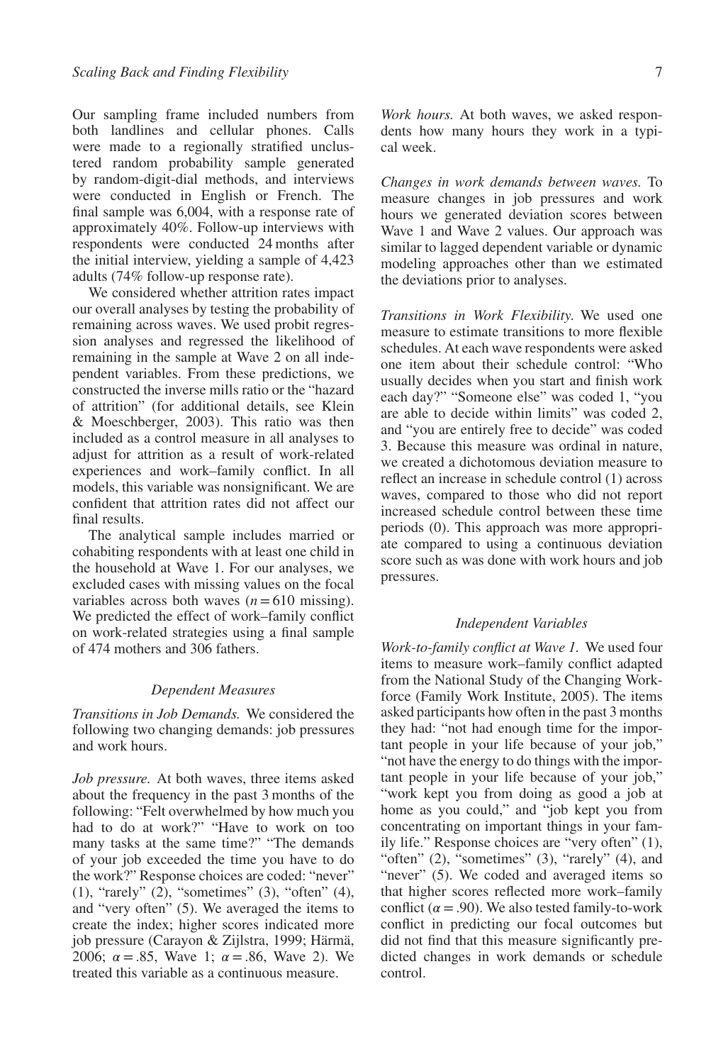Our sampling frame included numbers from both landlines and cellular phones. Calls were made to a regionally stratified unclustered random probability sample generated by random-digit-dial methods, and interviews were conducted in English or French. The final sample was 6,004, with a response rate of approximately 40%. Follow-up interviews with respondents were conducted 24 months after the initial interview, yielding a sample of 4,423 adults (74% follow-up response rate).

We considered whether attrition rates impact our overall analyses by testing the probability of remaining across waves. We used probit regression analyses and regressed the likelihood of remaining in the sample at Wave 2 on all independent variables. From these predictions, we constructed the inverse mills ratio or the "hazard of attrition" (for additional details, see Klein & Moeschberger, 2003). This ratio was then included as a control measure in all analyses to adjust for attrition as a result of work-related experiences and work–family conflict. In all models, this variable was nonsignificant. We are confident that attrition rates did not affect our final results.

The analytical sample includes married or cohabiting respondents with at least one child in the household at Wave 1. For our analyses, we excluded cases with missing values on the focal variables across both waves ($n = 610$ missing). We predicted the effect of work–family conflict on work-related strategies using a final sample of 474 mothers and 306 fathers.

### *Dependent Measures*

*Transitions in Job Demands.* We considered the following two changing demands: job pressures and work hours.

*Job pressure.* At both waves, three items asked about the frequency in the past 3 months of the following: "Felt overwhelmed by how much you had to do at work?" "Have to work on too many tasks at the same time?" "The demands of your job exceeded the time you have to do the work?" Response choices are coded: "never" (1), "rarely" (2), "sometimes" (3), "often" (4), and "very often" (5). We averaged the items to create the index; higher scores indicated more job pressure (Carayon & Zijlstra, 1999; Härmä, 2006; $\alpha = .85$, Wave 1; $\alpha = .86$, Wave 2). We treated this variable as a continuous measure.

*Work hours.* At both waves, we asked respondents how many hours they work in a typical week.

*Changes in work demands between waves.* To measure changes in job pressures and work hours we generated deviation scores between Wave 1 and Wave 2 values. Our approach was similar to lagged dependent variable or dynamic modeling approaches other than we estimated the deviations prior to analyses.

*Transitions in Work Flexibility.* We used one measure to estimate transitions to more flexible schedules. At each wave respondents were asked one item about their schedule control: "Who usually decides when you start and finish work each day?" "Someone else" was coded 1, "you are able to decide within limits" was coded 2, and "you are entirely free to decide" was coded 3. Because this measure was ordinal in nature, we created a dichotomous deviation measure to reflect an increase in schedule control (1) across waves, compared to those who did not report increased schedule control between these time periods (0). This approach was more appropriate compared to using a continuous deviation score such as was done with work hours and job pressures.

### *Independent Variables*

*Work-to-family conflict at Wave 1.* We used four items to measure work–family conflict adapted from the National Study of the Changing Workforce (Family Work Institute, 2005). The items asked participants how often in the past 3 months they had: "not had enough time for the important people in your life because of your job," "not have the energy to do things with the important people in your life because of your job," "work kept you from doing as good a job at home as you could," and "job kept you from concentrating on important things in your family life." Response choices are "very often" (1), "often" (2), "sometimes" (3), "rarely" (4), and "never" (5). We coded and averaged items so that higher scores reflected more work–family conflict ($\alpha = .90$). We also tested family-to-work conflict in predicting our focal outcomes but did not find that this measure significantly predicted changes in work demands or schedule control.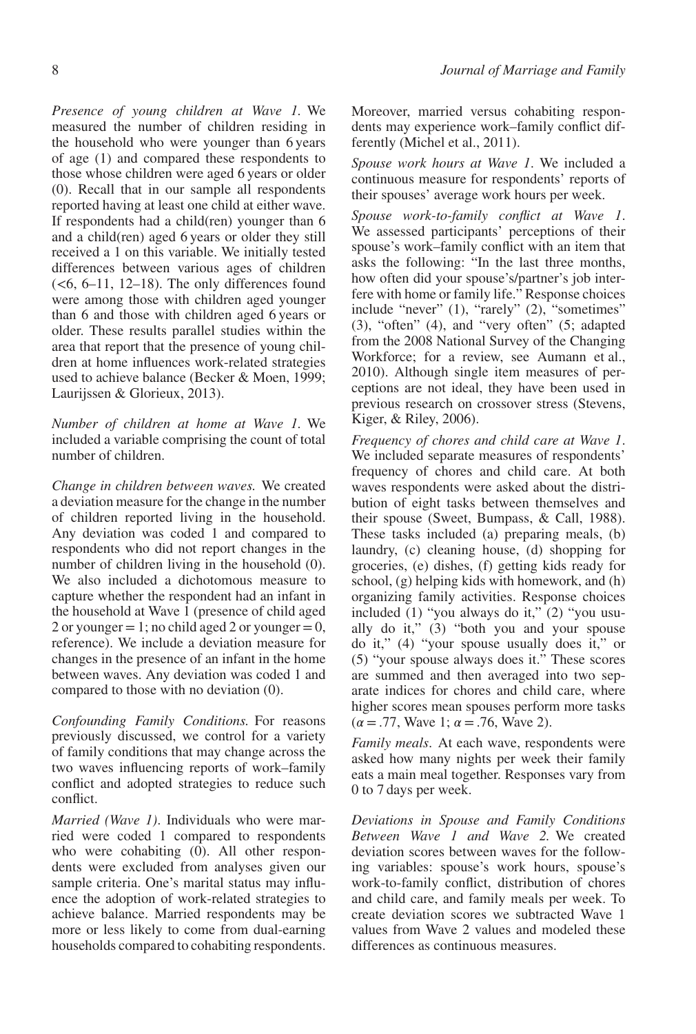*Presence of young children at Wave 1.* We measured the number of children residing in the household who were younger than 6 years of age (1) and compared these respondents to those whose children were aged 6 years or older (0). Recall that in our sample all respondents reported having at least one child at either wave. If respondents had a child(ren) younger than 6 and a child(ren) aged 6 years or older they still received a 1 on this variable. We initially tested differences between various ages of children (<6, 6–11, 12–18). The only differences found were among those with children aged younger than 6 and those with children aged 6 years or older. These results parallel studies within the area that report that the presence of young children at home influences work-related strategies used to achieve balance (Becker & Moen, 1999; Laurijssen & Glorieux, 2013).

*Number of children at home at Wave 1.* We included a variable comprising the count of total number of children.

*Change in children between waves.* We created a deviation measure for the change in the number of children reported living in the household. Any deviation was coded 1 and compared to respondents who did not report changes in the number of children living in the household (0). We also included a dichotomous measure to capture whether the respondent had an infant in the household at Wave 1 (presence of child aged 2 or younger = 1; no child aged 2 or younger = 0, reference). We include a deviation measure for changes in the presence of an infant in the home between waves. Any deviation was coded 1 and compared to those with no deviation (0).

*Confounding Family Conditions.* For reasons previously discussed, we control for a variety of family conditions that may change across the two waves influencing reports of work–family conflict and adopted strategies to reduce such conflict.

*Married (Wave 1).* Individuals who were married were coded 1 compared to respondents who were cohabiting (0). All other respondents were excluded from analyses given our sample criteria. One's marital status may influence the adoption of work-related strategies to achieve balance. Married respondents may be more or less likely to come from dual-earning households compared to cohabiting respondents. Moreover, married versus cohabiting respondents may experience work–family conflict differently (Michel et al., 2011).

*Spouse work hours at Wave 1.* We included a continuous measure for respondents' reports of their spouses' average work hours per week.

*Spouse work-to-family conflict at Wave 1.* We assessed participants' perceptions of their spouse's work–family conflict with an item that asks the following: "In the last three months, how often did your spouse's/partner's job interfere with home or family life." Response choices include "never" (1), "rarely" (2), "sometimes" (3), "often" (4), and "very often" (5; adapted from the 2008 National Survey of the Changing Workforce; for a review, see Aumann et al., 2010). Although single item measures of perceptions are not ideal, they have been used in previous research on crossover stress (Stevens, Kiger, & Riley, 2006).

*Frequency of chores and child care at Wave 1.* We included separate measures of respondents' frequency of chores and child care. At both waves respondents were asked about the distribution of eight tasks between themselves and their spouse (Sweet, Bumpass, & Call, 1988). These tasks included (a) preparing meals, (b) laundry, (c) cleaning house, (d) shopping for groceries, (e) dishes, (f) getting kids ready for school, (g) helping kids with homework, and (h) organizing family activities. Response choices included (1) "you always do it," (2) "you usually do it," (3) "both you and your spouse do it," (4) "your spouse usually does it," or (5) "your spouse always does it." These scores are summed and then averaged into two separate indices for chores and child care, where higher scores mean spouses perform more tasks ($\alpha = .77$, Wave 1; $\alpha = .76$, Wave 2).

*Family meals.* At each wave, respondents were asked how many nights per week their family eats a main meal together. Responses vary from 0 to 7 days per week.

*Deviations in Spouse and Family Conditions Between Wave 1 and Wave 2.* We created deviation scores between waves for the following variables: spouse's work hours, spouse's work-to-family conflict, distribution of chores and child care, and family meals per week. To create deviation scores we subtracted Wave 1 values from Wave 2 values and modeled these differences as continuous measures.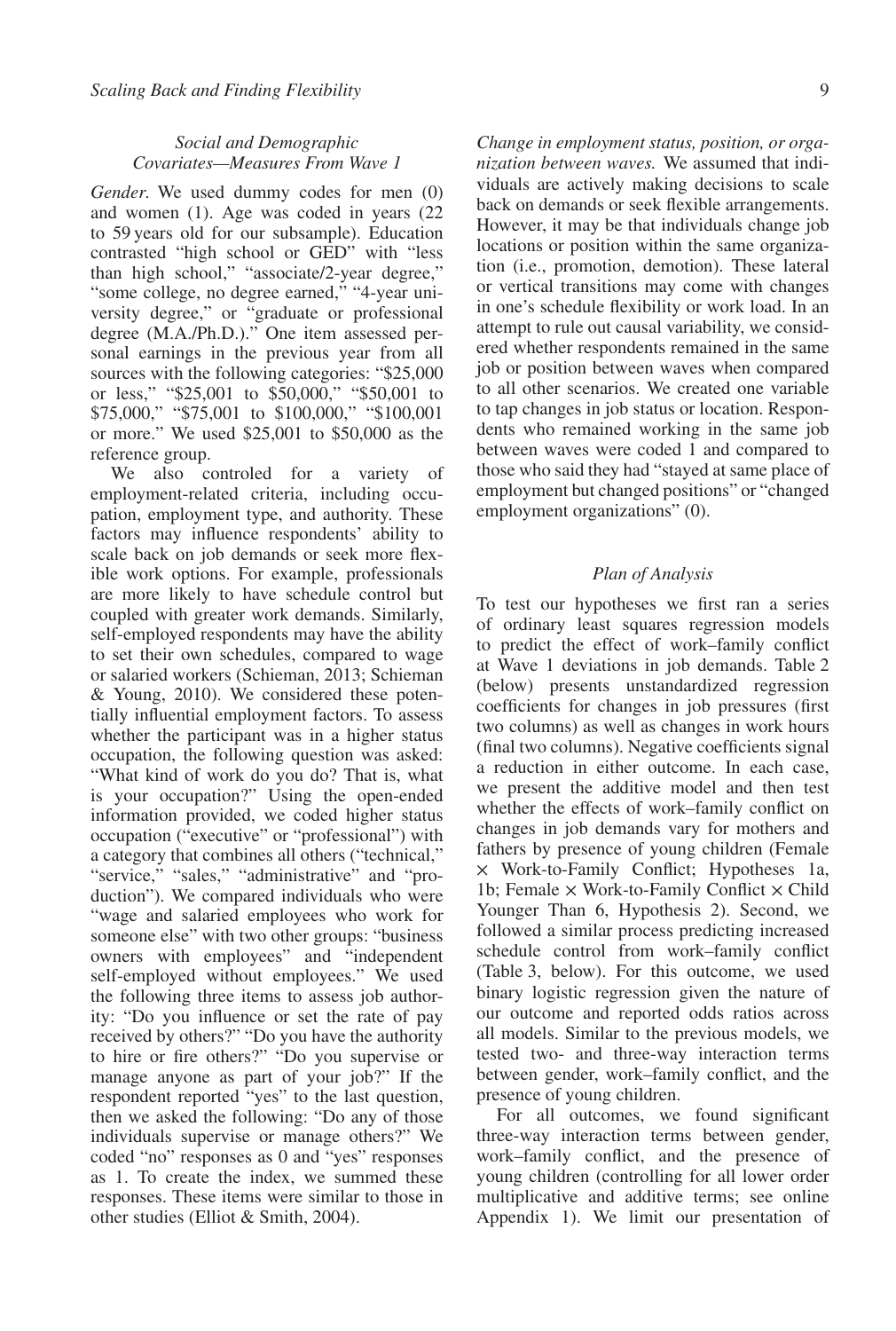### *Social and Demographic Covariates—Measures From Wave 1*

*Gender*. We used dummy codes for men (0) and women (1). Age was coded in years (22 to 59 years old for our subsample). Education contrasted "high school or GED" with "less than high school," "associate/2-year degree," "some college, no degree earned," "4-year university degree," or "graduate or professional degree (M.A./Ph.D.)." One item assessed personal earnings in the previous year from all sources with the following categories: "$25,000 or less," "$25,001 to $50,000," "$50,001 to $75,000," "$75,001 to $100,000," "$100,001 or more." We used $25,001 to $50,000 as the reference group.

We also controled for a variety of employment-related criteria, including occupation, employment type, and authority. These factors may influence respondents' ability to scale back on job demands or seek more flexible work options. For example, professionals are more likely to have schedule control but coupled with greater work demands. Similarly, self-employed respondents may have the ability to set their own schedules, compared to wage or salaried workers (Schieman, 2013; Schieman & Young, 2010). We considered these potentially influential employment factors. To assess whether the participant was in a higher status occupation, the following question was asked: "What kind of work do you do? That is, what is your occupation?" Using the open-ended information provided, we coded higher status occupation ("executive" or "professional") with a category that combines all others ("technical," "service," "sales," "administrative" and "production"). We compared individuals who were "wage and salaried employees who work for someone else" with two other groups: "business owners with employees" and "independent self-employed without employees." We used the following three items to assess job authority: "Do you influence or set the rate of pay received by others?" "Do you have the authority to hire or fire others?" "Do you supervise or manage anyone as part of your job?" If the respondent reported "yes" to the last question, then we asked the following: "Do any of those individuals supervise or manage others?" We coded "no" responses as 0 and "yes" responses as 1. To create the index, we summed these responses. These items were similar to those in other studies (Elliot & Smith, 2004).

*Change in employment status, position, or organization between waves.* We assumed that individuals are actively making decisions to scale back on demands or seek flexible arrangements. However, it may be that individuals change job locations or position within the same organization (i.e., promotion, demotion). These lateral or vertical transitions may come with changes in one's schedule flexibility or work load. In an attempt to rule out causal variability, we considered whether respondents remained in the same job or position between waves when compared to all other scenarios. We created one variable to tap changes in job status or location. Respondents who remained working in the same job between waves were coded 1 and compared to those who said they had "stayed at same place of employment but changed positions" or "changed employment organizations" (0).

### *Plan of Analysis*

To test our hypotheses we first ran a series of ordinary least squares regression models to predict the effect of work–family conflict at Wave 1 deviations in job demands. Table 2 (below) presents unstandardized regression coefficients for changes in job pressures (first two columns) as well as changes in work hours (final two columns). Negative coefficients signal a reduction in either outcome. In each case, we present the additive model and then test whether the effects of work–family conflict on changes in job demands vary for mothers and fathers by presence of young children (Female × Work-to-Family Conflict; Hypotheses 1a, 1b; Female × Work-to-Family Conflict × Child Younger Than 6, Hypothesis 2). Second, we followed a similar process predicting increased schedule control from work–family conflict (Table 3, below). For this outcome, we used binary logistic regression given the nature of our outcome and reported odds ratios across all models. Similar to the previous models, we tested two- and three-way interaction terms between gender, work–family conflict, and the presence of young children.

For all outcomes, we found significant three-way interaction terms between gender, work–family conflict, and the presence of young children (controlling for all lower order multiplicative and additive terms; see online Appendix 1). We limit our presentation of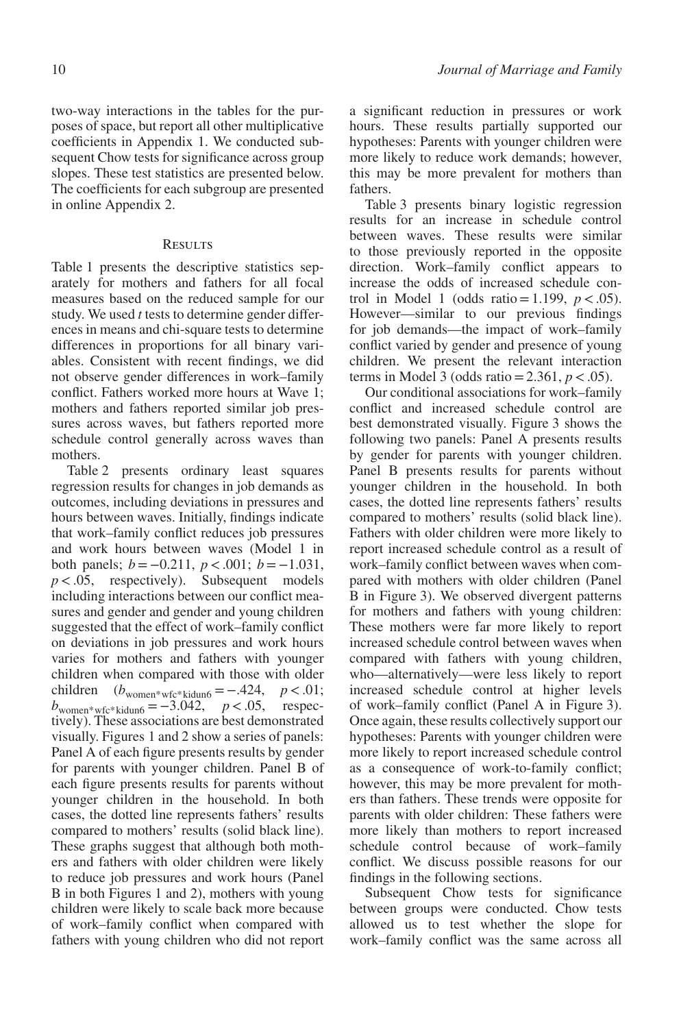two-way interactions in the tables for the purposes of space, but report all other multiplicative coefficients in Appendix 1. We conducted subsequent Chow tests for significance across group slopes. These test statistics are presented below. The coefficients for each subgroup are presented in online Appendix 2.

## Results

Table 1 presents the descriptive statistics separately for mothers and fathers for all focal measures based on the reduced sample for our study. We used *t* tests to determine gender differences in means and chi-square tests to determine differences in proportions for all binary variables. Consistent with recent findings, we did not observe gender differences in work–family conflict. Fathers worked more hours at Wave 1; mothers and fathers reported similar job pressures across waves, but fathers reported more schedule control generally across waves than mothers.

Table 2 presents ordinary least squares regression results for changes in job demands as outcomes, including deviations in pressures and hours between waves. Initially, findings indicate that work–family conflict reduces job pressures and work hours between waves (Model 1 in both panels; $b = -0.211$, $p < .001$; $b = -1.031$, $p < .05$, respectively). Subsequent models including interactions between our conflict measures and gender and gender and young children suggested that the effect of work–family conflict on deviations in job pressures and work hours varies for mothers and fathers with younger children when compared with those with older children ($b_{\text{women*wfc*kidun6}} = -.424$, $p < .01$; $b_{\text{women*wfc*kidun6}} = -3.042$, $p < .05$, respectively). These associations are best demonstrated visually. Figures 1 and 2 show a series of panels: Panel A of each figure presents results by gender for parents with younger children. Panel B of each figure presents results for parents without younger children in the household. In both cases, the dotted line represents fathers' results compared to mothers' results (solid black line). These graphs suggest that although both mothers and fathers with older children were likely to reduce job pressures and work hours (Panel B in both Figures 1 and 2), mothers with young children were likely to scale back more because of work–family conflict when compared with fathers with young children who did not report a significant reduction in pressures or work hours. These results partially supported our hypotheses: Parents with younger children were more likely to reduce work demands; however, this may be more prevalent for mothers than fathers.

Table 3 presents binary logistic regression results for an increase in schedule control between waves. These results were similar to those previously reported in the opposite direction. Work–family conflict appears to increase the odds of increased schedule control in Model 1 (odds ratio = 1.199, $p < .05$). However—similar to our previous findings for job demands—the impact of work–family conflict varied by gender and presence of young children. We present the relevant interaction terms in Model 3 (odds ratio = 2.361, $p < .05$).

Our conditional associations for work–family conflict and increased schedule control are best demonstrated visually. Figure 3 shows the following two panels: Panel A presents results by gender for parents with younger children. Panel B presents results for parents without younger children in the household. In both cases, the dotted line represents fathers' results compared to mothers' results (solid black line). Fathers with older children were more likely to report increased schedule control as a result of work–family conflict between waves when compared with mothers with older children (Panel B in Figure 3). We observed divergent patterns for mothers and fathers with young children: These mothers were far more likely to report increased schedule control between waves when compared with fathers with young children, who—alternatively—were less likely to report increased schedule control at higher levels of work–family conflict (Panel A in Figure 3). Once again, these results collectively support our hypotheses: Parents with younger children were more likely to report increased schedule control as a consequence of work-to-family conflict; however, this may be more prevalent for mothers than fathers. These trends were opposite for parents with older children: These fathers were more likely than mothers to report increased schedule control because of work–family conflict. We discuss possible reasons for our findings in the following sections.

Subsequent Chow tests for significance between groups were conducted. Chow tests allowed us to test whether the slope for work–family conflict was the same across all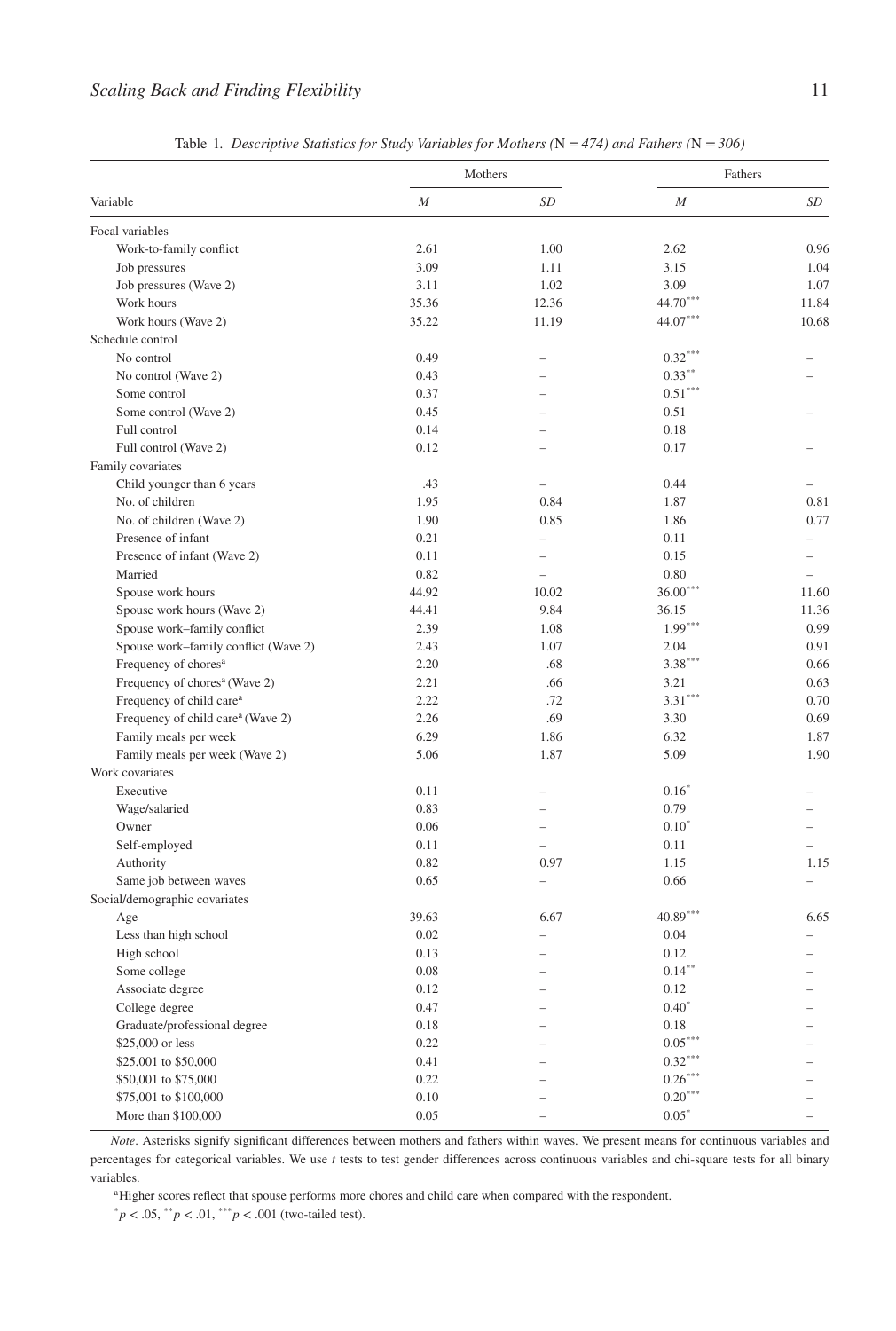Table 1. *Descriptive Statistics for Study Variables for Mothers (*N *= 474) and Fathers (*N *= 306)*

| Variable | Mothers | | Fathers | |
|---|---|---|---|---|
| | *M* | *SD* | *M* | *SD* |
| Focal variables | | | | |
| Work-to-family conflict | 2.61 | 1.00 | 2.62 | 0.96 |
| Job pressures | 3.09 | 1.11 | 3.15 | 1.04 |
| Job pressures (Wave 2) | 3.11 | 1.02 | 3.09 | 1.07 |
| Work hours | 35.36 | 12.36 | 44.70*** | 11.84 |
| Work hours (Wave 2) | 35.22 | 11.19 | 44.07*** | 10.68 |
| Schedule control | | | | |
| No control | 0.49 | – | 0.32*** | – |
| No control (Wave 2) | 0.43 | – | 0.33** | – |
| Some control | 0.37 | – | 0.51*** | |
| Some control (Wave 2) | 0.45 | – | 0.51 | – |
| Full control | 0.14 | – | 0.18 | |
| Full control (Wave 2) | 0.12 | – | 0.17 | – |
| Family covariates | | | | |
| Child younger than 6 years | .43 | – | 0.44 | – |
| No. of children | 1.95 | 0.84 | 1.87 | 0.81 |
| No. of children (Wave 2) | 1.90 | 0.85 | 1.86 | 0.77 |
| Presence of infant | 0.21 | – | 0.11 | – |
| Presence of infant (Wave 2) | 0.11 | – | 0.15 | – |
| Married | 0.82 | – | 0.80 | – |
| Spouse work hours | 44.92 | 10.02 | 36.00*** | 11.60 |
| Spouse work hours (Wave 2) | 44.41 | 9.84 | 36.15 | 11.36 |
| Spouse work–family conflict | 2.39 | 1.08 | 1.99*** | 0.99 |
| Spouse work–family conflict (Wave 2) | 2.43 | 1.07 | 2.04 | 0.91 |
| Frequency of chores[a] | 2.20 | .68 | 3.38*** | 0.66 |
| Frequency of chores[a] (Wave 2) | 2.21 | .66 | 3.21 | 0.63 |
| Frequency of child care[a] | 2.22 | .72 | 3.31*** | 0.70 |
| Frequency of child care[a] (Wave 2) | 2.26 | .69 | 3.30 | 0.69 |
| Family meals per week | 6.29 | 1.86 | 6.32 | 1.87 |
| Family meals per week (Wave 2) | 5.06 | 1.87 | 5.09 | 1.90 |
| Work covariates | | | | |
| Executive | 0.11 | – | 0.16* | – |
| Wage/salaried | 0.83 | – | 0.79 | – |
| Owner | 0.06 | – | 0.10* | – |
| Self-employed | 0.11 | – | 0.11 | – |
| Authority | 0.82 | 0.97 | 1.15 | 1.15 |
| Same job between waves | 0.65 | – | 0.66 | – |
| Social/demographic covariates | | | | |
| Age | 39.63 | 6.67 | 40.89*** | 6.65 |
| Less than high school | 0.02 | – | 0.04 | – |
| High school | 0.13 | – | 0.12 | – |
| Some college | 0.08 | – | 0.14** | – |
| Associate degree | 0.12 | – | 0.12 | – |
| College degree | 0.47 | – | 0.40* | – |
| Graduate/professional degree | 0.18 | – | 0.18 | – |
| $25,000 or less | 0.22 | – | 0.05*** | – |
| $25,001 to $50,000 | 0.41 | – | 0.32*** | – |
| $50,001 to $75,000 | 0.22 | – | 0.26*** | – |
| $75,001 to $100,000 | 0.10 | – | 0.20*** | – |
| More than $100,000 | 0.05 | – | 0.05* | – |

*Note*. Asterisks signify significant differences between mothers and fathers within waves. We present means for continuous variables and percentages for categorical variables. We use *t* tests to test gender differences across continuous variables and chi-square tests for all binary variables.

[a]Higher scores reflect that spouse performs more chores and child care when compared with the respondent.

*$p < .05$, **$p < .01$, ***$p < .001$ (two-tailed test).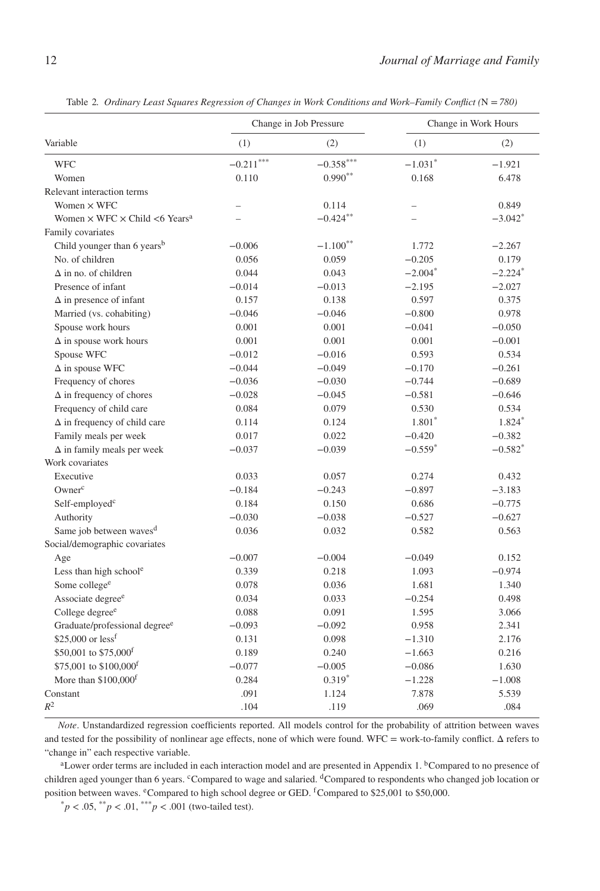Table 2. *Ordinary Least Squares Regression of Changes in Work Conditions and Work–Family Conflict (N = 780)*

| Variable | Change in Job Pressure (1) | Change in Job Pressure (2) | Change in Work Hours (1) | Change in Work Hours (2) |
|---|---|---|---|---|
| WFC | −0.211*** | −0.358*** | −1.031* | −1.921 |
| Women | 0.110 | 0.990** | 0.168 | 6.478 |
| Relevant interaction terms | | | | |
| Women × WFC | – | 0.114 | – | 0.849 |
| Women × WFC × Child <6 Years[a] | – | −0.424** | – | −3.042* |
| Family covariates | | | | |
| Child younger than 6 years[b] | −0.006 | −1.100** | 1.772 | −2.267 |
| No. of children | 0.056 | 0.059 | −0.205 | 0.179 |
| Δ in no. of children | 0.044 | 0.043 | −2.004* | −2.224* |
| Presence of infant | −0.014 | −0.013 | −2.195 | −2.027 |
| Δ in presence of infant | 0.157 | 0.138 | 0.597 | 0.375 |
| Married (vs. cohabiting) | −0.046 | −0.046 | −0.800 | 0.978 |
| Spouse work hours | 0.001 | 0.001 | −0.041 | −0.050 |
| Δ in spouse work hours | 0.001 | 0.001 | 0.001 | −0.001 |
| Spouse WFC | −0.012 | −0.016 | 0.593 | 0.534 |
| Δ in spouse WFC | −0.044 | −0.049 | −0.170 | −0.261 |
| Frequency of chores | −0.036 | −0.030 | −0.744 | −0.689 |
| Δ in frequency of chores | −0.028 | −0.045 | −0.581 | −0.646 |
| Frequency of child care | 0.084 | 0.079 | 0.530 | 0.534 |
| Δ in frequency of child care | 0.114 | 0.124 | 1.801* | 1.824* |
| Family meals per week | 0.017 | 0.022 | −0.420 | −0.382 |
| Δ in family meals per week | −0.037 | −0.039 | −0.559* | −0.582* |
| Work covariates | | | | |
| Executive | 0.033 | 0.057 | 0.274 | 0.432 |
| Owner[c] | −0.184 | −0.243 | −0.897 | −3.183 |
| Self-employed[c] | 0.184 | 0.150 | 0.686 | −0.775 |
| Authority | −0.030 | −0.038 | −0.527 | −0.627 |
| Same job between waves[d] | 0.036 | 0.032 | 0.582 | 0.563 |
| Social/demographic covariates | | | | |
| Age | −0.007 | −0.004 | −0.049 | 0.152 |
| Less than high school[e] | 0.339 | 0.218 | 1.093 | −0.974 |
| Some college[e] | 0.078 | 0.036 | 1.681 | 1.340 |
| Associate degree[e] | 0.034 | 0.033 | −0.254 | 0.498 |
| College degree[e] | 0.088 | 0.091 | 1.595 | 3.066 |
| Graduate/professional degree[e] | −0.093 | −0.092 | 0.958 | 2.341 |
| $25,000 or less[f] | 0.131 | 0.098 | −1.310 | 2.176 |
| $50,001 to $75,000[f] | 0.189 | 0.240 | −1.663 | 0.216 |
| $75,001 to $100,000[f] | −0.077 | −0.005 | −0.086 | 1.630 |
| More than $100,000[f] | 0.284 | 0.319* | −1.228 | −1.008 |
| Constant | .091 | 1.124 | 7.878 | 5.539 |
| $R^2$ | .104 | .119 | .069 | .084 |

*Note*. Unstandardized regression coefficients reported. All models control for the probability of attrition between waves and tested for the possibility of nonlinear age effects, none of which were found. WFC = work-to-family conflict. Δ refers to "change in" each respective variable.

[a]Lower order terms are included in each interaction model and are presented in Appendix 1. [b]Compared to no presence of children aged younger than 6 years. [c]Compared to wage and salaried. [d]Compared to respondents who changed job location or position between waves. [e]Compared to high school degree or GED. [f]Compared to $25,001 to $50,000.

*$p < .05$, **$p < .01$, ***$p < .001$ (two-tailed test).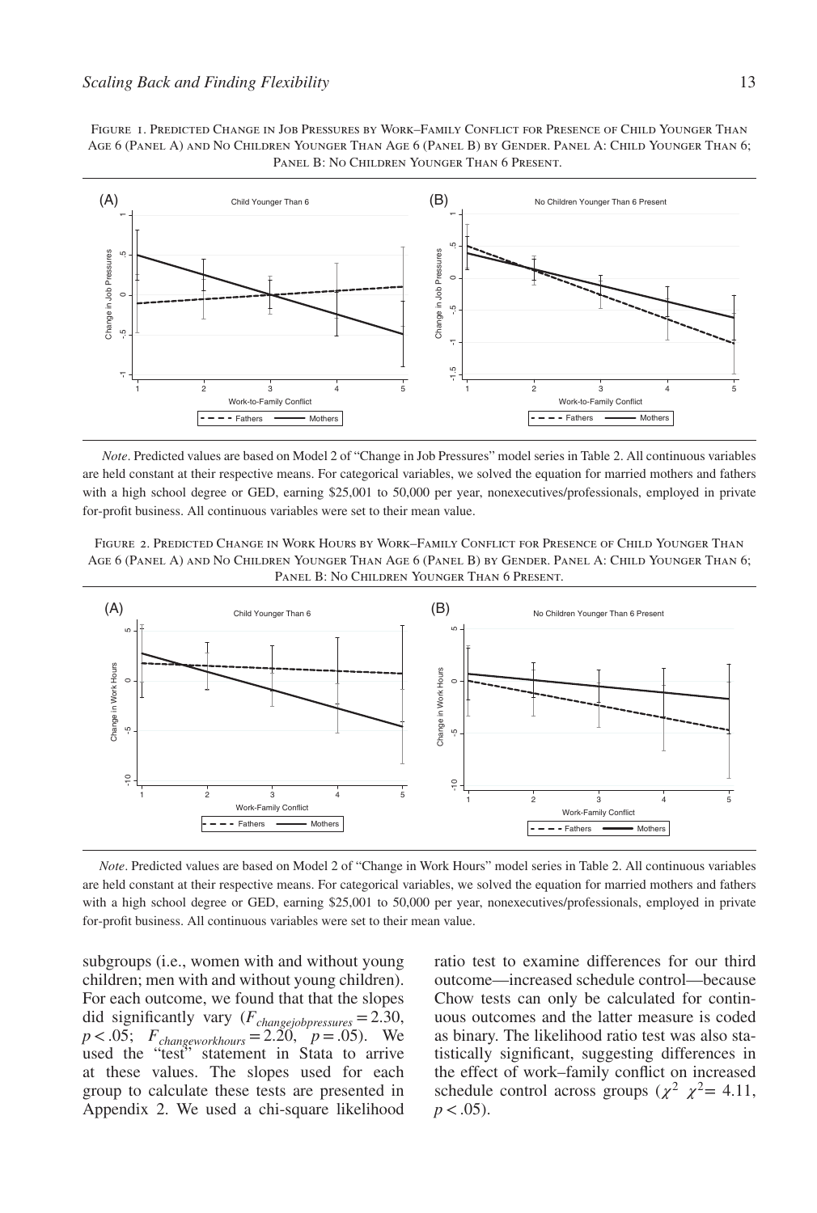Figure 1. Predicted Change in Job Pressures by Work–Family Conflict for Presence of Child Younger Than Age 6 (Panel A) and No Children Younger Than Age 6 (Panel B) by Gender. Panel A: Child Younger Than 6; Panel B: No Children Younger Than 6 Present.

*Note*. Predicted values are based on Model 2 of "Change in Job Pressures" model series in Table 2. All continuous variables are held constant at their respective means. For categorical variables, we solved the equation for married mothers and fathers with a high school degree or GED, earning \$25,001 to 50,000 per year, nonexecutives/professionals, employed in private for-profit business. All continuous variables were set to their mean value.

Figure 2. Predicted Change in Work Hours by Work–Family Conflict for Presence of Child Younger Than Age 6 (Panel A) and No Children Younger Than Age 6 (Panel B) by Gender. Panel A: Child Younger Than 6; Panel B: No Children Younger Than 6 Present.

*Note*. Predicted values are based on Model 2 of "Change in Work Hours" model series in Table 2. All continuous variables are held constant at their respective means. For categorical variables, we solved the equation for married mothers and fathers with a high school degree or GED, earning \$25,001 to 50,000 per year, nonexecutives/professionals, employed in private for-profit business. All continuous variables were set to their mean value.

subgroups (i.e., women with and without young children; men with and without young children). For each outcome, we found that that the slopes did significantly vary ($F_{changejobpressures} = 2.30$, $p < .05$; $F_{changeworkhours} = 2.20$, $p = .05$). We used the "test" statement in Stata to arrive at these values. The slopes used for each group to calculate these tests are presented in Appendix 2. We used a chi-square likelihood ratio test to examine differences for our third outcome—increased schedule control—because Chow tests can only be calculated for continuous outcomes and the latter measure is coded as binary. The likelihood ratio test was also statistically significant, suggesting differences in the effect of work–family conflict on increased schedule control across groups ($\chi^2$ $\chi^2 = 4.11$, $p < .05$).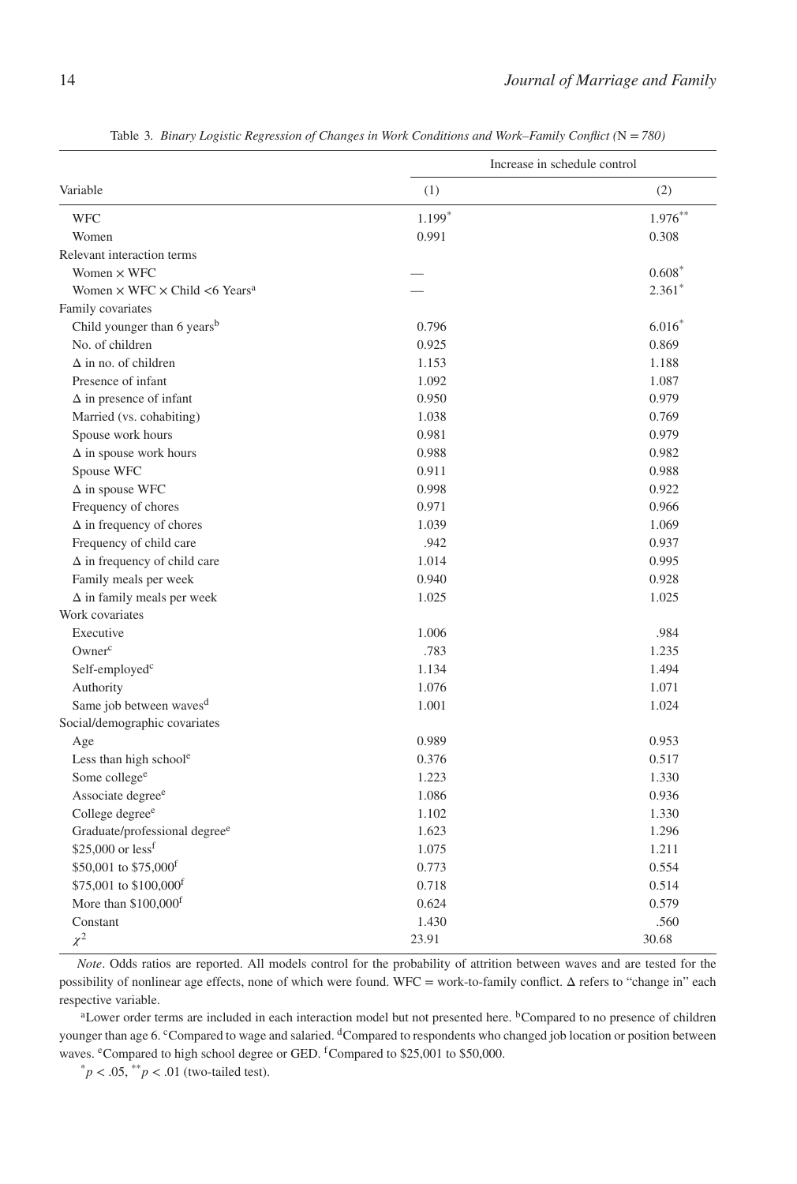Table 3. *Binary Logistic Regression of Changes in Work Conditions and Work–Family Conflict (*N *= 780)*

| Variable | Increase in schedule control | |
|---|---|---|
| | (1) | (2) |
| WFC | 1.199* | 1.976** |
| Women | 0.991 | 0.308 |
| Relevant interaction terms | | |
| Women × WFC | — | 0.608* |
| Women × WFC × Child <6 Years[a] | — | 2.361* |
| Family covariates | | |
| Child younger than 6 years[b] | 0.796 | 6.016* |
| No. of children | 0.925 | 0.869 |
| Δ in no. of children | 1.153 | 1.188 |
| Presence of infant | 1.092 | 1.087 |
| Δ in presence of infant | 0.950 | 0.979 |
| Married (vs. cohabiting) | 1.038 | 0.769 |
| Spouse work hours | 0.981 | 0.979 |
| Δ in spouse work hours | 0.988 | 0.982 |
| Spouse WFC | 0.911 | 0.988 |
| Δ in spouse WFC | 0.998 | 0.922 |
| Frequency of chores | 0.971 | 0.966 |
| Δ in frequency of chores | 1.039 | 1.069 |
| Frequency of child care | .942 | 0.937 |
| Δ in frequency of child care | 1.014 | 0.995 |
| Family meals per week | 0.940 | 0.928 |
| Δ in family meals per week | 1.025 | 1.025 |
| Work covariates | | |
| Executive | 1.006 | .984 |
| Owner[c] | .783 | 1.235 |
| Self-employed[c] | 1.134 | 1.494 |
| Authority | 1.076 | 1.071 |
| Same job between waves[d] | 1.001 | 1.024 |
| Social/demographic covariates | | |
| Age | 0.989 | 0.953 |
| Less than high school[e] | 0.376 | 0.517 |
| Some college[e] | 1.223 | 1.330 |
| Associate degree[e] | 1.086 | 0.936 |
| College degree[e] | 1.102 | 1.330 |
| Graduate/professional degree[e] | 1.623 | 1.296 |
| $25,000 or less[f] | 1.075 | 1.211 |
| $50,001 to $75,000[f] | 0.773 | 0.554 |
| $75,001 to $100,000[f] | 0.718 | 0.514 |
| More than $100,000[f] | 0.624 | 0.579 |
| Constant | 1.430 | .560 |
| $\chi^2$ | 23.91 | 30.68 |

*Note*. Odds ratios are reported. All models control for the probability of attrition between waves and are tested for the possibility of nonlinear age effects, none of which were found. WFC = work-to-family conflict. Δ refers to "change in" each respective variable.

[a]Lower order terms are included in each interaction model but not presented here. [b]Compared to no presence of children younger than age 6. [c]Compared to wage and salaried. [d]Compared to respondents who changed job location or position between waves. [e]Compared to high school degree or GED. [f]Compared to $25,001 to $50,000.

$^{*}p < .05$, $^{**}p < .01$ (two-tailed test).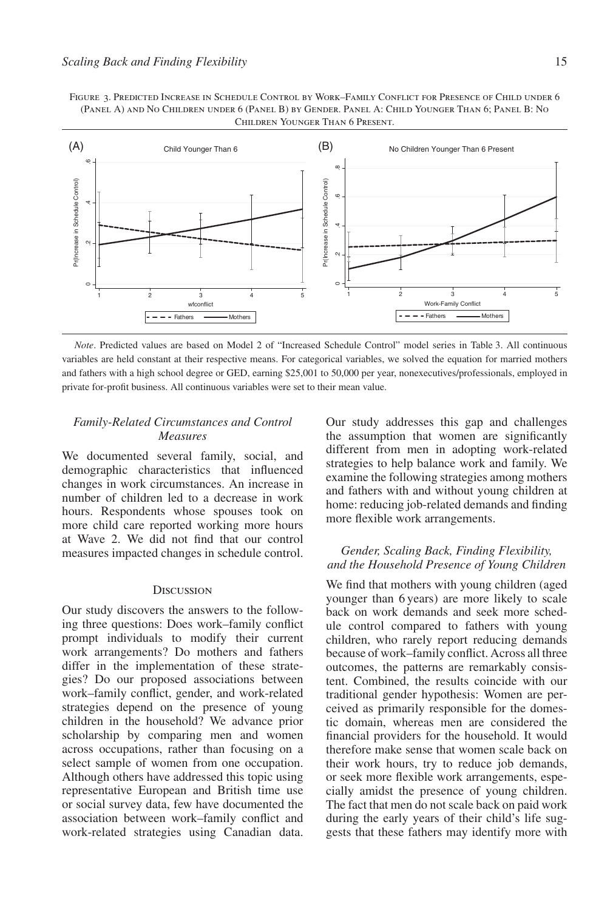Figure 3. Predicted Increase in Schedule Control by Work–Family Conflict for Presence of Child under 6 (Panel A) and No Children under 6 (Panel B) by Gender. Panel A: Child Younger Than 6; Panel B: No Children Younger Than 6 Present.

*Note*. Predicted values are based on Model 2 of "Increased Schedule Control" model series in Table 3. All continuous variables are held constant at their respective means. For categorical variables, we solved the equation for married mothers and fathers with a high school degree or GED, earning $25,001 to 50,000 per year, nonexecutives/professionals, employed in private for-profit business. All continuous variables were set to their mean value.

### *Family-Related Circumstances and Control Measures*

We documented several family, social, and demographic characteristics that influenced changes in work circumstances. An increase in number of children led to a decrease in work hours. Respondents whose spouses took on more child care reported working more hours at Wave 2. We did not find that our control measures impacted changes in schedule control.

## Discussion

Our study discovers the answers to the following three questions: Does work–family conflict prompt individuals to modify their current work arrangements? Do mothers and fathers differ in the implementation of these strategies? Do our proposed associations between work–family conflict, gender, and work-related strategies depend on the presence of young children in the household? We advance prior scholarship by comparing men and women across occupations, rather than focusing on a select sample of women from one occupation. Although others have addressed this topic using representative European and British time use or social survey data, few have documented the association between work–family conflict and work-related strategies using Canadian data. Our study addresses this gap and challenges the assumption that women are significantly different from men in adopting work-related strategies to help balance work and family. We examine the following strategies among mothers and fathers with and without young children at home: reducing job-related demands and finding more flexible work arrangements.

### *Gender, Scaling Back, Finding Flexibility, and the Household Presence of Young Children*

We find that mothers with young children (aged younger than 6 years) are more likely to scale back on work demands and seek more schedule control compared to fathers with young children, who rarely report reducing demands because of work–family conflict. Across all three outcomes, the patterns are remarkably consistent. Combined, the results coincide with our traditional gender hypothesis: Women are perceived as primarily responsible for the domestic domain, whereas men are considered the financial providers for the household. It would therefore make sense that women scale back on their work hours, try to reduce job demands, or seek more flexible work arrangements, especially amidst the presence of young children. The fact that men do not scale back on paid work during the early years of their child's life suggests that these fathers may identify more with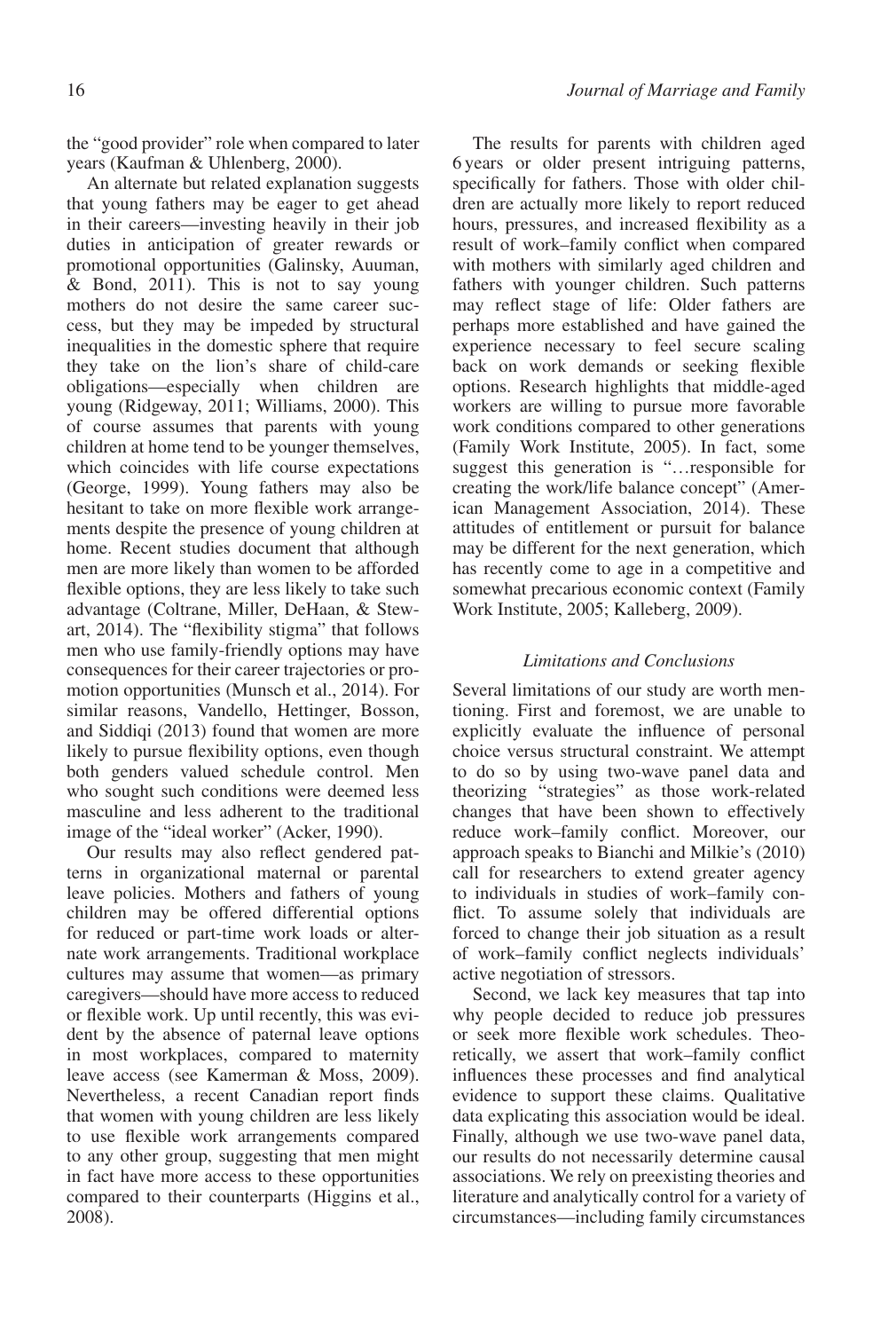the "good provider" role when compared to later years (Kaufman & Uhlenberg, 2000).

An alternate but related explanation suggests that young fathers may be eager to get ahead in their careers—investing heavily in their job duties in anticipation of greater rewards or promotional opportunities (Galinsky, Auuman, & Bond, 2011). This is not to say young mothers do not desire the same career success, but they may be impeded by structural inequalities in the domestic sphere that require they take on the lion's share of child-care obligations—especially when children are young (Ridgeway, 2011; Williams, 2000). This of course assumes that parents with young children at home tend to be younger themselves, which coincides with life course expectations (George, 1999). Young fathers may also be hesitant to take on more flexible work arrangements despite the presence of young children at home. Recent studies document that although men are more likely than women to be afforded flexible options, they are less likely to take such advantage (Coltrane, Miller, DeHaan, & Stewart, 2014). The "flexibility stigma" that follows men who use family-friendly options may have consequences for their career trajectories or promotion opportunities (Munsch et al., 2014). For similar reasons, Vandello, Hettinger, Bosson, and Siddiqi (2013) found that women are more likely to pursue flexibility options, even though both genders valued schedule control. Men who sought such conditions were deemed less masculine and less adherent to the traditional image of the "ideal worker" (Acker, 1990).

Our results may also reflect gendered patterns in organizational maternal or parental leave policies. Mothers and fathers of young children may be offered differential options for reduced or part-time work loads or alternate work arrangements. Traditional workplace cultures may assume that women—as primary caregivers—should have more access to reduced or flexible work. Up until recently, this was evident by the absence of paternal leave options in most workplaces, compared to maternity leave access (see Kamerman & Moss, 2009). Nevertheless, a recent Canadian report finds that women with young children are less likely to use flexible work arrangements compared to any other group, suggesting that men might in fact have more access to these opportunities compared to their counterparts (Higgins et al., 2008).

The results for parents with children aged 6 years or older present intriguing patterns, specifically for fathers. Those with older children are actually more likely to report reduced hours, pressures, and increased flexibility as a result of work–family conflict when compared with mothers with similarly aged children and fathers with younger children. Such patterns may reflect stage of life: Older fathers are perhaps more established and have gained the experience necessary to feel secure scaling back on work demands or seeking flexible options. Research highlights that middle-aged workers are willing to pursue more favorable work conditions compared to other generations (Family Work Institute, 2005). In fact, some suggest this generation is "…responsible for creating the work/life balance concept" (American Management Association, 2014). These attitudes of entitlement or pursuit for balance may be different for the next generation, which has recently come to age in a competitive and somewhat precarious economic context (Family Work Institute, 2005; Kalleberg, 2009).

### *Limitations and Conclusions*

Several limitations of our study are worth mentioning. First and foremost, we are unable to explicitly evaluate the influence of personal choice versus structural constraint. We attempt to do so by using two-wave panel data and theorizing "strategies" as those work-related changes that have been shown to effectively reduce work–family conflict. Moreover, our approach speaks to Bianchi and Milkie's (2010) call for researchers to extend greater agency to individuals in studies of work–family conflict. To assume solely that individuals are forced to change their job situation as a result of work–family conflict neglects individuals' active negotiation of stressors.

Second, we lack key measures that tap into why people decided to reduce job pressures or seek more flexible work schedules. Theoretically, we assert that work–family conflict influences these processes and find analytical evidence to support these claims. Qualitative data explicating this association would be ideal. Finally, although we use two-wave panel data, our results do not necessarily determine causal associations. We rely on preexisting theories and literature and analytically control for a variety of circumstances—including family circumstances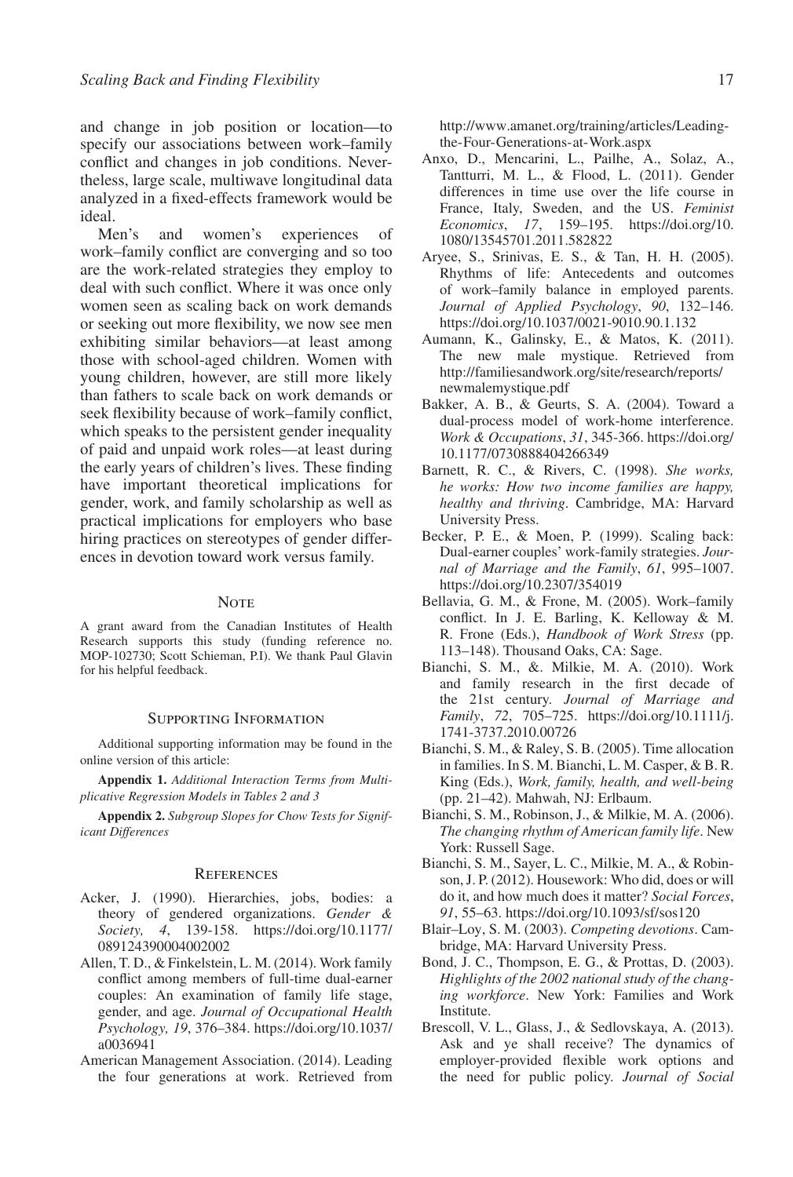and change in job position or location—to specify our associations between work–family conflict and changes in job conditions. Nevertheless, large scale, multiwave longitudinal data analyzed in a fixed-effects framework would be ideal.

Men's and women's experiences of work–family conflict are converging and so too are the work-related strategies they employ to deal with such conflict. Where it was once only women seen as scaling back on work demands or seeking out more flexibility, we now see men exhibiting similar behaviors—at least among those with school-aged children. Women with young children, however, are still more likely than fathers to scale back on work demands or seek flexibility because of work–family conflict, which speaks to the persistent gender inequality of paid and unpaid work roles—at least during the early years of children's lives. These finding have important theoretical implications for gender, work, and family scholarship as well as practical implications for employers who base hiring practices on stereotypes of gender differences in devotion toward work versus family.

## Note

A grant award from the Canadian Institutes of Health Research supports this study (funding reference no. MOP-102730; Scott Schieman, P.I). We thank Paul Glavin for his helpful feedback.

## Supporting Information

Additional supporting information may be found in the online version of this article:

**Appendix 1.** *Additional Interaction Terms from Multiplicative Regression Models in Tables 2 and 3*

**Appendix 2.** *Subgroup Slopes for Chow Tests for Significant Differences*

## References

Acker, J. (1990). Hierarchies, jobs, bodies: a theory of gendered organizations. *Gender & Society, 4*, 139-158. https://doi.org/10.1177/089124390004002002

Allen, T. D., & Finkelstein, L. M. (2014). Work family conflict among members of full-time dual-earner couples: An examination of family life stage, gender, and age. *Journal of Occupational Health Psychology, 19*, 376–384. https://doi.org/10.1037/a0036941

American Management Association. (2014). Leading the four generations at work. Retrieved from http://www.amanet.org/training/articles/Leading-the-Four-Generations-at-Work.aspx

Anxo, D., Mencarini, L., Pailhe, A., Solaz, A., Tantturri, M. L., & Flood, L. (2011). Gender differences in time use over the life course in France, Italy, Sweden, and the US. *Feminist Economics*, *17*, 159–195. https://doi.org/10.1080/13545701.2011.582822

Aryee, S., Srinivas, E. S., & Tan, H. H. (2005). Rhythms of life: Antecedents and outcomes of work–family balance in employed parents. *Journal of Applied Psychology*, *90*, 132–146. https://doi.org/10.1037/0021-9010.90.1.132

Aumann, K., Galinsky, E., & Matos, K. (2011). The new male mystique. Retrieved from http://familiesandwork.org/site/research/reports/newmalemystique.pdf

Bakker, A. B., & Geurts, S. A. (2004). Toward a dual-process model of work-home interference. *Work & Occupations*, *31*, 345-366. https://doi.org/10.1177/0730888404266349

Barnett, R. C., & Rivers, C. (1998). *She works, he works: How two income families are happy, healthy and thriving*. Cambridge, MA: Harvard University Press.

Becker, P. E., & Moen, P. (1999). Scaling back: Dual-earner couples' work-family strategies. *Journal of Marriage and the Family*, *61*, 995–1007. https://doi.org/10.2307/354019

Bellavia, G. M., & Frone, M. (2005). Work–family conflict. In J. E. Barling, K. Kelloway & M. R. Frone (Eds.), *Handbook of Work Stress* (pp. 113–148). Thousand Oaks, CA: Sage.

Bianchi, S. M., &. Milkie, M. A. (2010). Work and family research in the first decade of the 21st century. *Journal of Marriage and Family*, *72*, 705–725. https://doi.org/10.1111/j.1741-3737.2010.00726

Bianchi, S. M., & Raley, S. B. (2005). Time allocation in families. In S. M. Bianchi, L. M. Casper, & B. R. King (Eds.), *Work, family, health, and well-being* (pp. 21–42). Mahwah, NJ: Erlbaum.

Bianchi, S. M., Robinson, J., & Milkie, M. A. (2006). *The changing rhythm of American family life*. New York: Russell Sage.

Bianchi, S. M., Sayer, L. C., Milkie, M. A., & Robinson, J. P. (2012). Housework: Who did, does or will do it, and how much does it matter? *Social Forces*, *91*, 55–63. https://doi.org/10.1093/sf/sos120

Blair–Loy, S. M. (2003). *Competing devotions*. Cambridge, MA: Harvard University Press.

Bond, J. C., Thompson, E. G., & Prottas, D. (2003). *Highlights of the 2002 national study of the changing workforce*. New York: Families and Work Institute.

Brescoll, V. L., Glass, J., & Sedlovskaya, A. (2013). Ask and ye shall receive? The dynamics of employer-provided flexible work options and the need for public policy. *Journal of Social*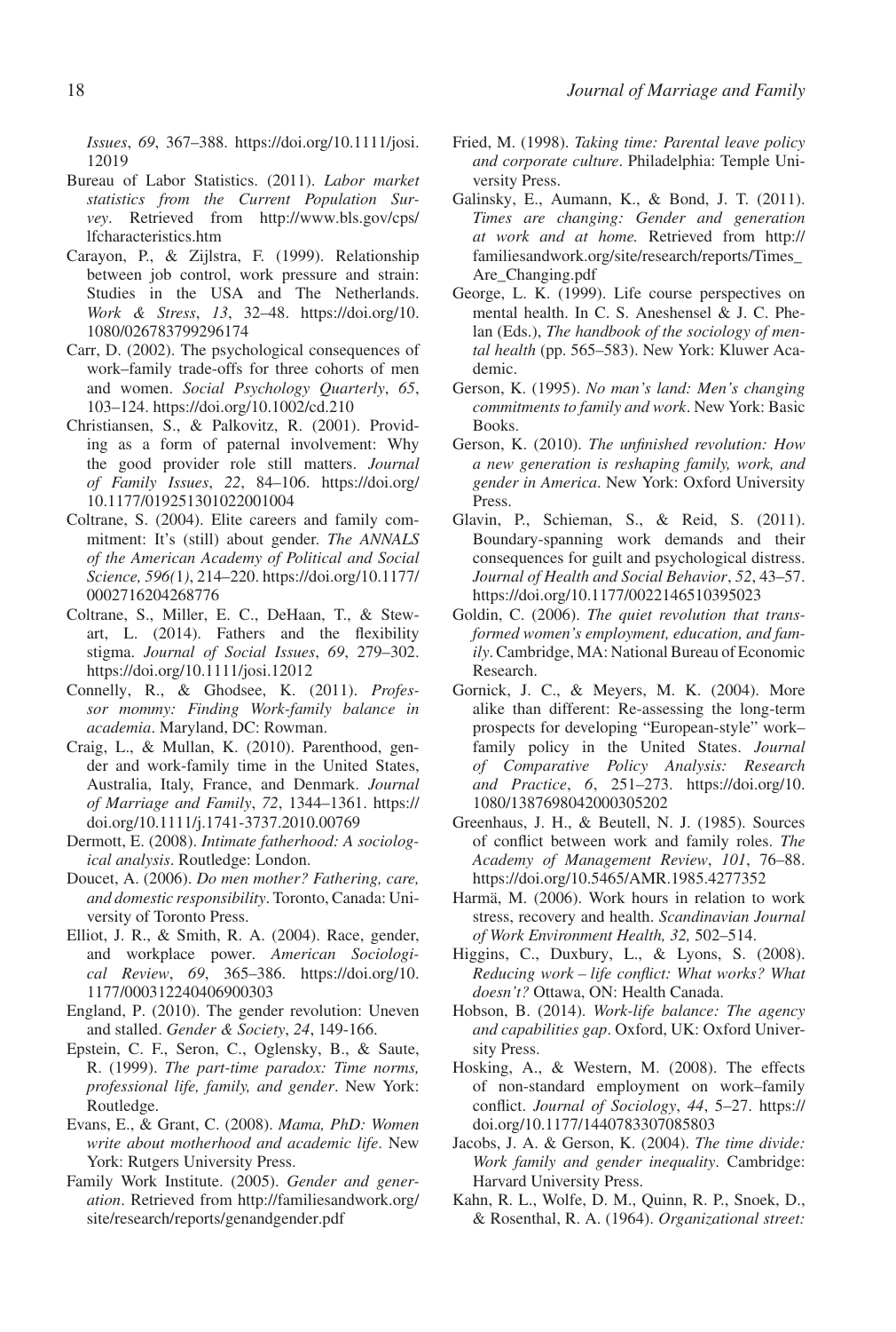*Issues*, *69*, 367–388. https://doi.org/10.1111/josi.12019

Bureau of Labor Statistics. (2011). *Labor market statistics from the Current Population Survey*. Retrieved from http://www.bls.gov/cps/lfcharacteristics.htm

Carayon, P., & Zijlstra, F. (1999). Relationship between job control, work pressure and strain: Studies in the USA and The Netherlands. *Work & Stress*, *13*, 32–48. https://doi.org/10.1080/026783799296174

Carr, D. (2002). The psychological consequences of work–family trade-offs for three cohorts of men and women. *Social Psychology Quarterly*, *65*, 103–124. https://doi.org/10.1002/cd.210

Christiansen, S., & Palkovitz, R. (2001). Providing as a form of paternal involvement: Why the good provider role still matters. *Journal of Family Issues*, *22*, 84–106. https://doi.org/10.1177/019251301022001004

Coltrane, S. (2004). Elite careers and family commitment: It's (still) about gender. *The ANNALS of the American Academy of Political and Social Science, 596(1)*, 214–220. https://doi.org/10.1177/0002716204268776

Coltrane, S., Miller, E. C., DeHaan, T., & Stewart, L. (2014). Fathers and the flexibility stigma. *Journal of Social Issues*, *69*, 279–302. https://doi.org/10.1111/josi.12012

Connelly, R., & Ghodsee, K. (2011). *Professor mommy: Finding Work-family balance in academia*. Maryland, DC: Rowman.

Craig, L., & Mullan, K. (2010). Parenthood, gender and work-family time in the United States, Australia, Italy, France, and Denmark. *Journal of Marriage and Family*, *72*, 1344–1361. https://doi.org/10.1111/j.1741-3737.2010.00769

Dermott, E. (2008). *Intimate fatherhood: A sociological analysis*. Routledge: London.

Doucet, A. (2006). *Do men mother? Fathering, care, and domestic responsibility*. Toronto, Canada: University of Toronto Press.

Elliot, J. R., & Smith, R. A. (2004). Race, gender, and workplace power. *American Sociological Review*, *69*, 365–386. https://doi.org/10.1177/000312240406900303

England, P. (2010). The gender revolution: Uneven and stalled. *Gender & Society*, *24*, 149-166.

Epstein, C. F., Seron, C., Oglensky, B., & Saute, R. (1999). *The part-time paradox: Time norms, professional life, family, and gender*. New York: Routledge.

Evans, E., & Grant, C. (2008). *Mama, PhD: Women write about motherhood and academic life*. New York: Rutgers University Press.

Family Work Institute. (2005). *Gender and generation*. Retrieved from http://familiesandwork.org/site/research/reports/genandgender.pdf

Fried, M. (1998). *Taking time: Parental leave policy and corporate culture*. Philadelphia: Temple University Press.

Galinsky, E., Aumann, K., & Bond, J. T. (2011). *Times are changing: Gender and generation at work and at home.* Retrieved from http://familiesandwork.org/site/research/reports/Times_Are_Changing.pdf

George, L. K. (1999). Life course perspectives on mental health. In C. S. Aneshensel & J. C. Phelan (Eds.), *The handbook of the sociology of mental health* (pp. 565–583). New York: Kluwer Academic.

Gerson, K. (1995). *No man's land: Men's changing commitments to family and work*. New York: Basic Books.

Gerson, K. (2010). *The unfinished revolution: How a new generation is reshaping family, work, and gender in America*. New York: Oxford University Press.

Glavin, P., Schieman, S., & Reid, S. (2011). Boundary-spanning work demands and their consequences for guilt and psychological distress. *Journal of Health and Social Behavior*, *52*, 43–57. https://doi.org/10.1177/0022146510395023

Goldin, C. (2006). *The quiet revolution that transformed women's employment, education, and family*. Cambridge, MA: National Bureau of Economic Research.

Gornick, J. C., & Meyers, M. K. (2004). More alike than different: Re-assessing the long-term prospects for developing "European-style" work–family policy in the United States. *Journal of Comparative Policy Analysis: Research and Practice*, *6*, 251–273. https://doi.org/10.1080/1387698042000305202

Greenhaus, J. H., & Beutell, N. J. (1985). Sources of conflict between work and family roles. *The Academy of Management Review*, *101*, 76–88. https://doi.org/10.5465/AMR.1985.4277352

Harmä, M. (2006). Work hours in relation to work stress, recovery and health. *Scandinavian Journal of Work Environment Health, 32,* 502–514.

Higgins, C., Duxbury, L., & Lyons, S. (2008). *Reducing work – life conflict: What works? What doesn't?* Ottawa, ON: Health Canada.

Hobson, B. (2014). *Work-life balance: The agency and capabilities gap*. Oxford, UK: Oxford University Press.

Hosking, A., & Western, M. (2008). The effects of non-standard employment on work–family conflict. *Journal of Sociology*, *44*, 5–27. https://doi.org/10.1177/1440783307085803

Jacobs, J. A. & Gerson, K. (2004). *The time divide: Work family and gender inequality*. Cambridge: Harvard University Press.

Kahn, R. L., Wolfe, D. M., Quinn, R. P., Snoek, D., & Rosenthal, R. A. (1964). *Organizational street:*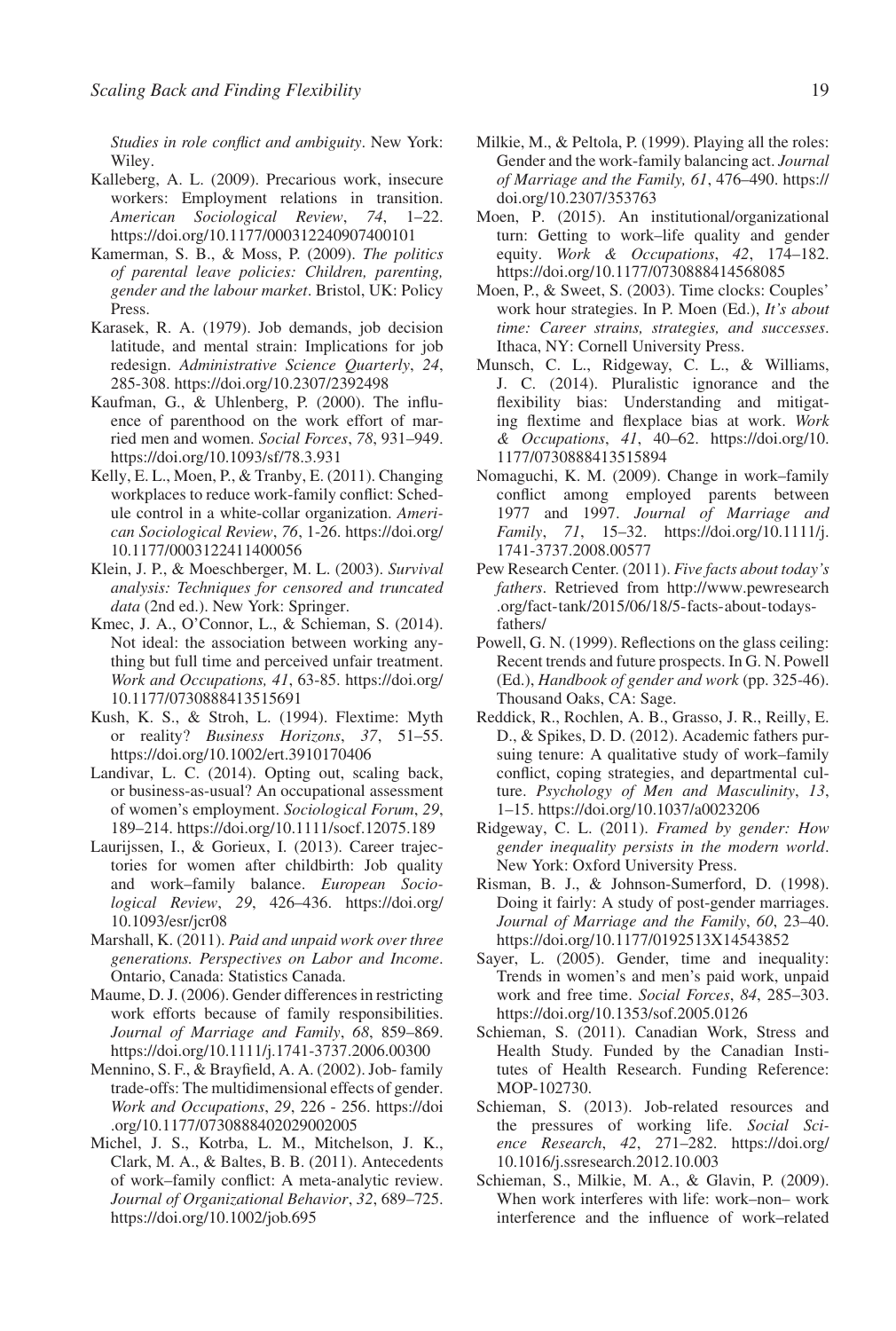*Studies in role conflict and ambiguity*. New York: Wiley.

Kalleberg, A. L. (2009). Precarious work, insecure workers: Employment relations in transition. *American Sociological Review*, *74*, 1–22. https://doi.org/10.1177/000312240907400101

Kamerman, S. B., & Moss, P. (2009). *The politics of parental leave policies: Children, parenting, gender and the labour market*. Bristol, UK: Policy Press.

Karasek, R. A. (1979). Job demands, job decision latitude, and mental strain: Implications for job redesign. *Administrative Science Quarterly*, *24*, 285-308. https://doi.org/10.2307/2392498

Kaufman, G., & Uhlenberg, P. (2000). The influence of parenthood on the work effort of married men and women. *Social Forces*, *78*, 931–949. https://doi.org/10.1093/sf/78.3.931

Kelly, E. L., Moen, P., & Tranby, E. (2011). Changing workplaces to reduce work-family conflict: Schedule control in a white-collar organization. *American Sociological Review*, *76*, 1-26. https://doi.org/10.1177/0003122411400056

Klein, J. P., & Moeschberger, M. L. (2003). *Survival analysis: Techniques for censored and truncated data* (2nd ed.). New York: Springer.

Kmec, J. A., O'Connor, L., & Schieman, S. (2014). Not ideal: the association between working anything but full time and perceived unfair treatment. *Work and Occupations, 41*, 63-85. https://doi.org/10.1177/0730888413515691

Kush, K. S., & Stroh, L. (1994). Flextime: Myth or reality? *Business Horizons*, *37*, 51–55. https://doi.org/10.1002/ert.3910170406

Landivar, L. C. (2014). Opting out, scaling back, or business-as-usual? An occupational assessment of women's employment. *Sociological Forum*, *29*, 189–214. https://doi.org/10.1111/socf.12075.189

Laurijssen, I., & Gorieux, I. (2013). Career trajectories for women after childbirth: Job quality and work–family balance. *European Sociological Review*, *29*, 426–436. https://doi.org/10.1093/esr/jcr08

Marshall, K. (2011). *Paid and unpaid work over three generations. Perspectives on Labor and Income*. Ontario, Canada: Statistics Canada.

Maume, D. J. (2006). Gender differences in restricting work efforts because of family responsibilities. *Journal of Marriage and Family*, *68*, 859–869. https://doi.org/10.1111/j.1741-3737.2006.00300

Mennino, S. F., & Brayfield, A. A. (2002). Job- family trade-offs: The multidimensional effects of gender. *Work and Occupations*, *29*, 226 - 256. https://doi.org/10.1177/0730888402029002005

Michel, J. S., Kotrba, L. M., Mitchelson, J. K., Clark, M. A., & Baltes, B. B. (2011). Antecedents of work–family conflict: A meta-analytic review. *Journal of Organizational Behavior*, *32*, 689–725. https://doi.org/10.1002/job.695

Milkie, M., & Peltola, P. (1999). Playing all the roles: Gender and the work-family balancing act. *Journal of Marriage and the Family, 61*, 476–490. https://doi.org/10.2307/353763

Moen, P. (2015). An institutional/organizational turn: Getting to work–life quality and gender equity. *Work & Occupations*, *42*, 174–182. https://doi.org/10.1177/0730888414568085

Moen, P., & Sweet, S. (2003). Time clocks: Couples' work hour strategies. In P. Moen (Ed.), *It's about time: Career strains, strategies, and successes*. Ithaca, NY: Cornell University Press.

Munsch, C. L., Ridgeway, C. L., & Williams, J. C. (2014). Pluralistic ignorance and the flexibility bias: Understanding and mitigating flextime and flexplace bias at work. *Work & Occupations*, *41*, 40–62. https://doi.org/10.1177/0730888413515894

Nomaguchi, K. M. (2009). Change in work–family conflict among employed parents between 1977 and 1997. *Journal of Marriage and Family*, *71*, 15–32. https://doi.org/10.1111/j.1741-3737.2008.00577

Pew Research Center. (2011). *Five facts about today's fathers*. Retrieved from http://www.pewresearch.org/fact-tank/2015/06/18/5-facts-about-todays-fathers/

Powell, G. N. (1999). Reflections on the glass ceiling: Recent trends and future prospects. In G. N. Powell (Ed.), *Handbook of gender and work* (pp. 325-46). Thousand Oaks, CA: Sage.

Reddick, R., Rochlen, A. B., Grasso, J. R., Reilly, E. D., & Spikes, D. D. (2012). Academic fathers pursuing tenure: A qualitative study of work–family conflict, coping strategies, and departmental culture. *Psychology of Men and Masculinity*, *13*, 1–15. https://doi.org/10.1037/a0023206

Ridgeway, C. L. (2011). *Framed by gender: How gender inequality persists in the modern world*. New York: Oxford University Press.

Risman, B. J., & Johnson-Sumerford, D. (1998). Doing it fairly: A study of post-gender marriages. *Journal of Marriage and the Family*, *60*, 23–40. https://doi.org/10.1177/0192513X14543852

Sayer, L. (2005). Gender, time and inequality: Trends in women's and men's paid work, unpaid work and free time. *Social Forces*, *84*, 285–303. https://doi.org/10.1353/sof.2005.0126

Schieman, S. (2011). Canadian Work, Stress and Health Study. Funded by the Canadian Institutes of Health Research. Funding Reference: MOP-102730.

Schieman, S. (2013). Job-related resources and the pressures of working life. *Social Science Research*, *42*, 271–282. https://doi.org/10.1016/j.ssresearch.2012.10.003

Schieman, S., Milkie, M. A., & Glavin, P. (2009). When work interferes with life: work–non– work interference and the influence of work–related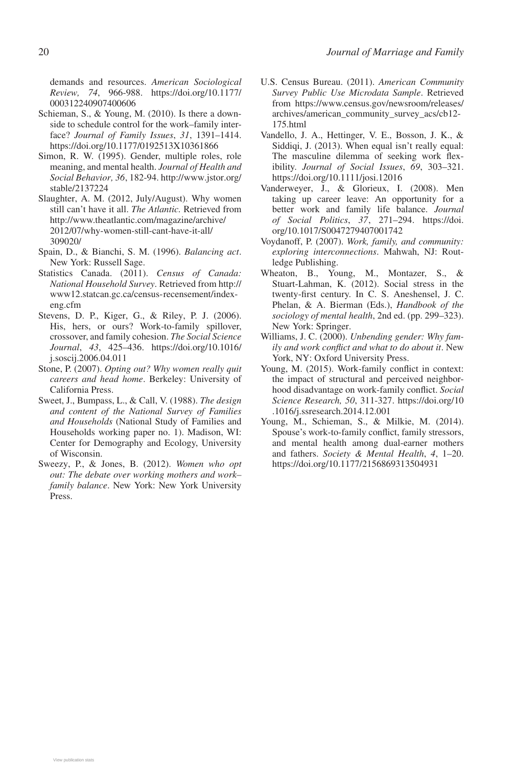demands and resources. *American Sociological Review, 74*, 966-988. https://doi.org/10.1177/000312240907400606

Schieman, S., & Young, M. (2010). Is there a downside to schedule control for the work–family interface? *Journal of Family Issues*, *31*, 1391–1414. https://doi.org/10.1177/0192513X10361866

Simon, R. W. (1995). Gender, multiple roles, role meaning, and mental health. *Journal of Health and Social Behavior, 36*, 182-94. http://www.jstor.org/stable/2137224

Slaughter, A. M. (2012, July/August). Why women still can't have it all. *The Atlantic.* Retrieved from http://www.theatlantic.com/magazine/archive/2012/07/why-women-still-cant-have-it-all/309020/

Spain, D., & Bianchi, S. M. (1996). *Balancing act*. New York: Russell Sage.

Statistics Canada. (2011). *Census of Canada: National Household Survey*. Retrieved from http://www12.statcan.gc.ca/census-recensement/index-eng.cfm

Stevens, D. P., Kiger, G., & Riley, P. J. (2006). His, hers, or ours? Work-to-family spillover, crossover, and family cohesion. *The Social Science Journal*, *43*, 425–436. https://doi.org/10.1016/j.soscij.2006.04.011

Stone, P. (2007). *Opting out? Why women really quit careers and head home*. Berkeley: University of California Press.

Sweet, J., Bumpass, L., & Call, V. (1988). *The design and content of the National Survey of Families and Households* (National Study of Families and Households working paper no. 1). Madison, WI: Center for Demography and Ecology, University of Wisconsin.

Sweezy, P., & Jones, B. (2012). *Women who opt out: The debate over working mothers and work–family balance*. New York: New York University Press.

U.S. Census Bureau. (2011). *American Community Survey Public Use Microdata Sample*. Retrieved from https://www.census.gov/newsroom/releases/archives/american_community_survey_acs/cb12-175.html

Vandello, J. A., Hettinger, V. E., Bosson, J. K., & Siddiqi, J. (2013). When equal isn't really equal: The masculine dilemma of seeking work flexibility. *Journal of Social Issues*, *69*, 303–321. https://doi.org/10.1111/josi.12016

Vanderweyer, J., & Glorieux, I. (2008). Men taking up career leave: An opportunity for a better work and family life balance. *Journal of Social Politics*, *37*, 271–294. https://doi.org/10.1017/S0047279407001742

Voydanoff, P. (2007). *Work, family, and community: exploring interconnections*. Mahwah, NJ: Routledge Publishing.

Wheaton, B., Young, M., Montazer, S., & Stuart-Lahman, K. (2012). Social stress in the twenty-first century. In C. S. Aneshensel, J. C. Phelan, & A. Bierman (Eds.), *Handbook of the sociology of mental health*, 2nd ed. (pp. 299–323). New York: Springer.

Williams, J. C. (2000). *Unbending gender: Why family and work conflict and what to do about it*. New York, NY: Oxford University Press.

Young, M. (2015). Work-family conflict in context: the impact of structural and perceived neighborhood disadvantage on work-family conflict. *Social Science Research, 50*, 311-327. https://doi.org/10.1016/j.ssresearch.2014.12.001

Young, M., Schieman, S., & Milkie, M. (2014). Spouse's work-to-family conflict, family stressors, and mental health among dual-earner mothers and fathers. *Society & Mental Health*, *4*, 1–20. https://doi.org/10.1177/2156869313504931